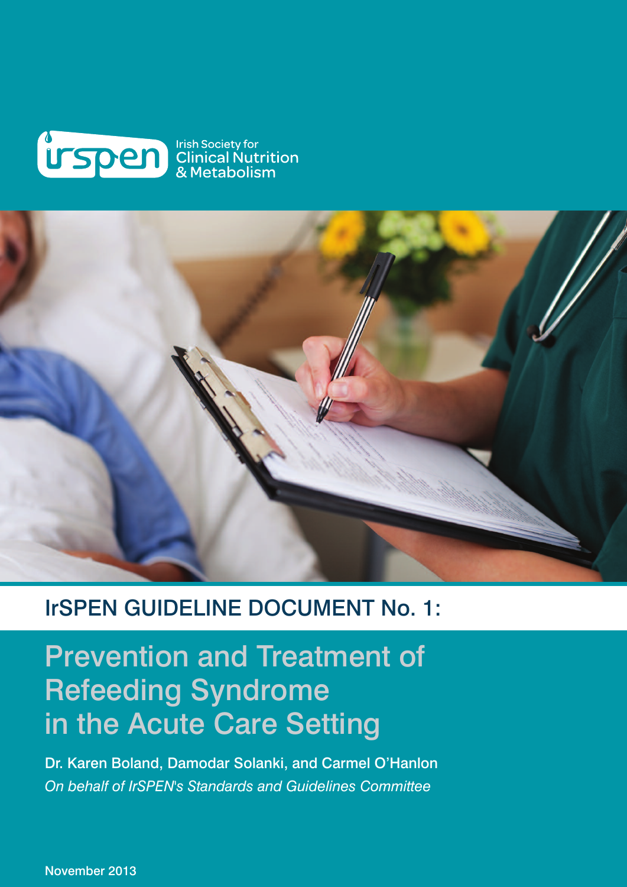irspen

Irish Society for Clinical Nutrition & Metabolism

## IrSPEN GUIDELINE DOCUMENT No. 1:

# Prevention and Treatment of Refeeding Syndrome in the Acute Care Setting

**Dr. Karen Boland, Damodar Solanki, and Carmel O'Hanlon**

*On behalf of IrSPEN's Standards and Guidelines Committee*

November 2013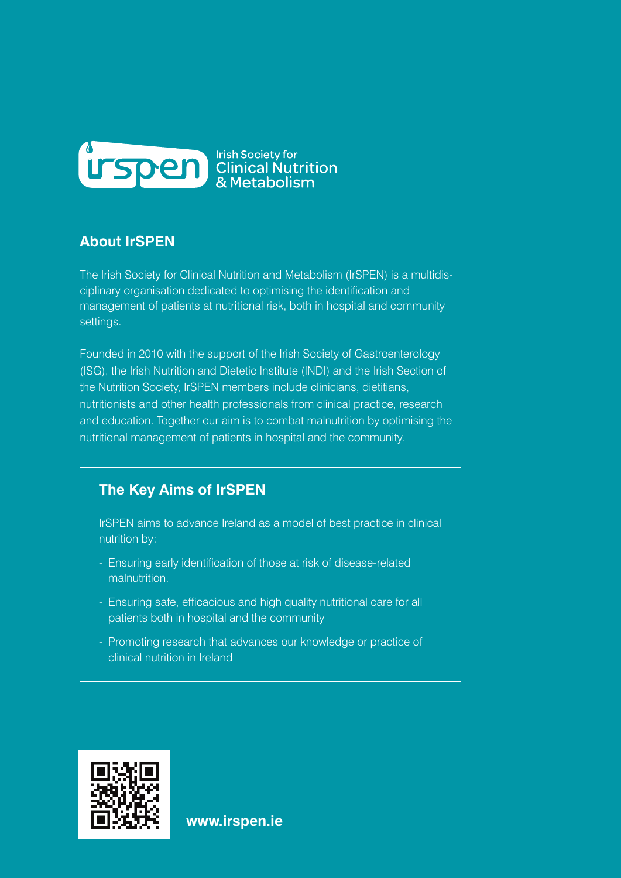Irish Society for Clinical Nutrition & Metabolism

## About IrSPEN

The Irish Society for Clinical Nutrition and Metabolism (IrSPEN) is a multidisciplinary organisation dedicated to optimising the identification and management of patients at nutritional risk, both in hospital and community settings.

Founded in 2010 with the support of the Irish Society of Gastroenterology (ISG), the Irish Nutrition and Dietetic Institute (INDI) and the Irish Section of the Nutrition Society, IrSPEN members include clinicians, dietitians, nutritionists and other health professionals from clinical practice, research and education. Together our aim is to combat malnutrition by optimising the nutritional management of patients in hospital and the community.

### The Key Aims of IrSPEN

IrSPEN aims to advance Ireland as a model of best practice in clinical nutrition by:

- Ensuring early identification of those at risk of disease-related malnutrition.
- Ensuring safe, efficacious and high quality nutritional care for all patients both in hospital and the community
- Promoting research that advances our knowledge or practice of clinical nutrition in Ireland

**www.irspen.ie**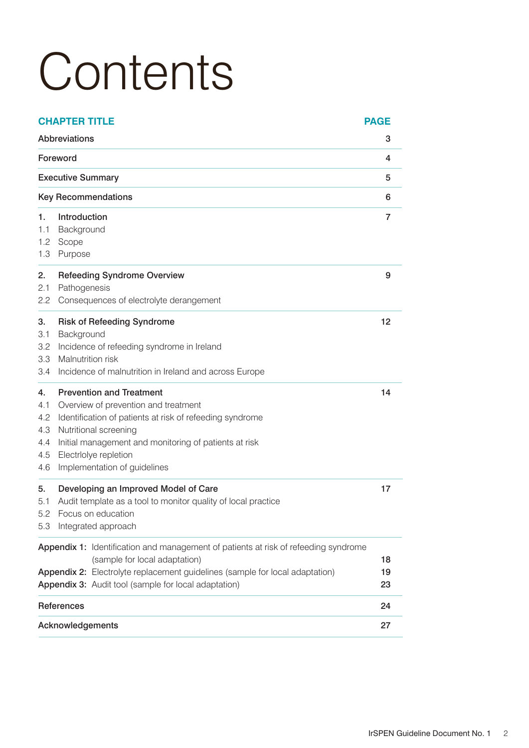# Contents

| CHAPTER TITLE | PAGE |
|---|---|
| **Abbreviations** | 3 |
| **Foreword** | 4 |
| **Executive Summary** | 5 |
| **Key Recommendations** | 6 |
| **1. Introduction**<br>1.1 Background<br>1.2 Scope<br>1.3 Purpose | 7 |
| **2. Refeeding Syndrome Overview**<br>2.1 Pathogenesis<br>2.2 Consequences of electrolyte derangement | 9 |
| **3. Risk of Refeeding Syndrome**<br>3.1 Background<br>3.2 Incidence of refeeding syndrome in Ireland<br>3.3 Malnutrition risk<br>3.4 Incidence of malnutrition in Ireland and across Europe | 12 |
| **4. Prevention and Treatment**<br>4.1 Overview of prevention and treatment<br>4.2 Identification of patients at risk of refeeding syndrome<br>4.3 Nutritional screening<br>4.4 Initial management and monitoring of patients at risk<br>4.5 Electrlolye repletion<br>4.6 Implementation of guidelines | 14 |
| **5. Developing an Improved Model of Care**<br>5.1 Audit template as a tool to monitor quality of local practice<br>5.2 Focus on education<br>5.3 Integrated approach | 17 |
| **Appendix 1:** Identification and management of patients at risk of refeeding syndrome (sample for local adaptation) | 18 |
| **Appendix 2:** Electrolyte replacement guidelines (sample for local adaptation) | 19 |
| **Appendix 3:** Audit tool (sample for local adaptation) | 23 |
| **References** | 24 |
| **Acknowledgements** | 27 |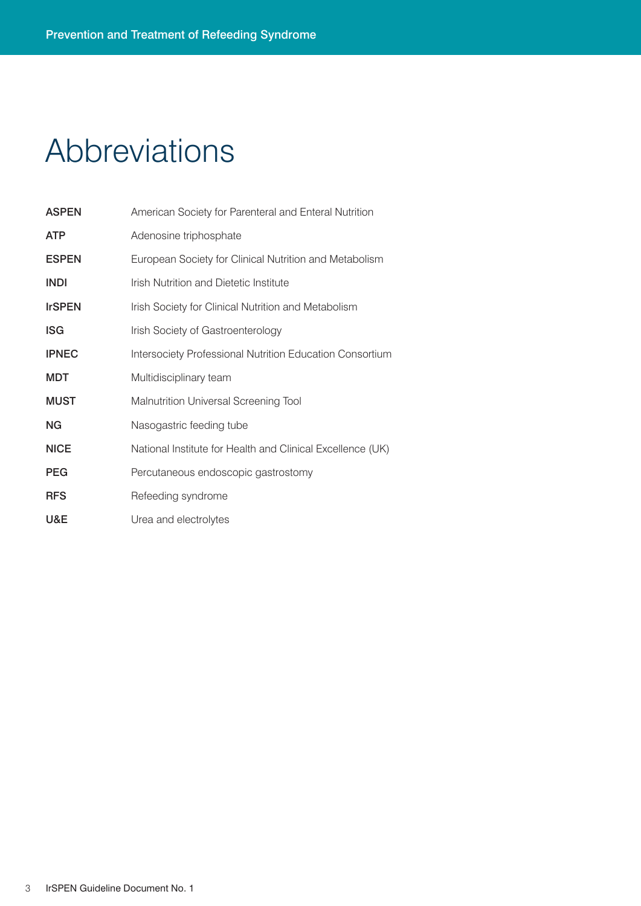# Abbreviations

| | |
|---|---|
| **ASPEN** | American Society for Parenteral and Enteral Nutrition |
| **ATP** | Adenosine triphosphate |
| **ESPEN** | European Society for Clinical Nutrition and Metabolism |
| **INDI** | Irish Nutrition and Dietetic Institute |
| **IrSPEN** | Irish Society for Clinical Nutrition and Metabolism |
| **ISG** | Irish Society of Gastroenterology |
| **IPNEC** | Intersociety Professional Nutrition Education Consortium |
| **MDT** | Multidisciplinary team |
| **MUST** | Malnutrition Universal Screening Tool |
| **NG** | Nasogastric feeding tube |
| **NICE** | National Institute for Health and Clinical Excellence (UK) |
| **PEG** | Percutaneous endoscopic gastrostomy |
| **RFS** | Refeeding syndrome |
| **U&E** | Urea and electrolytes |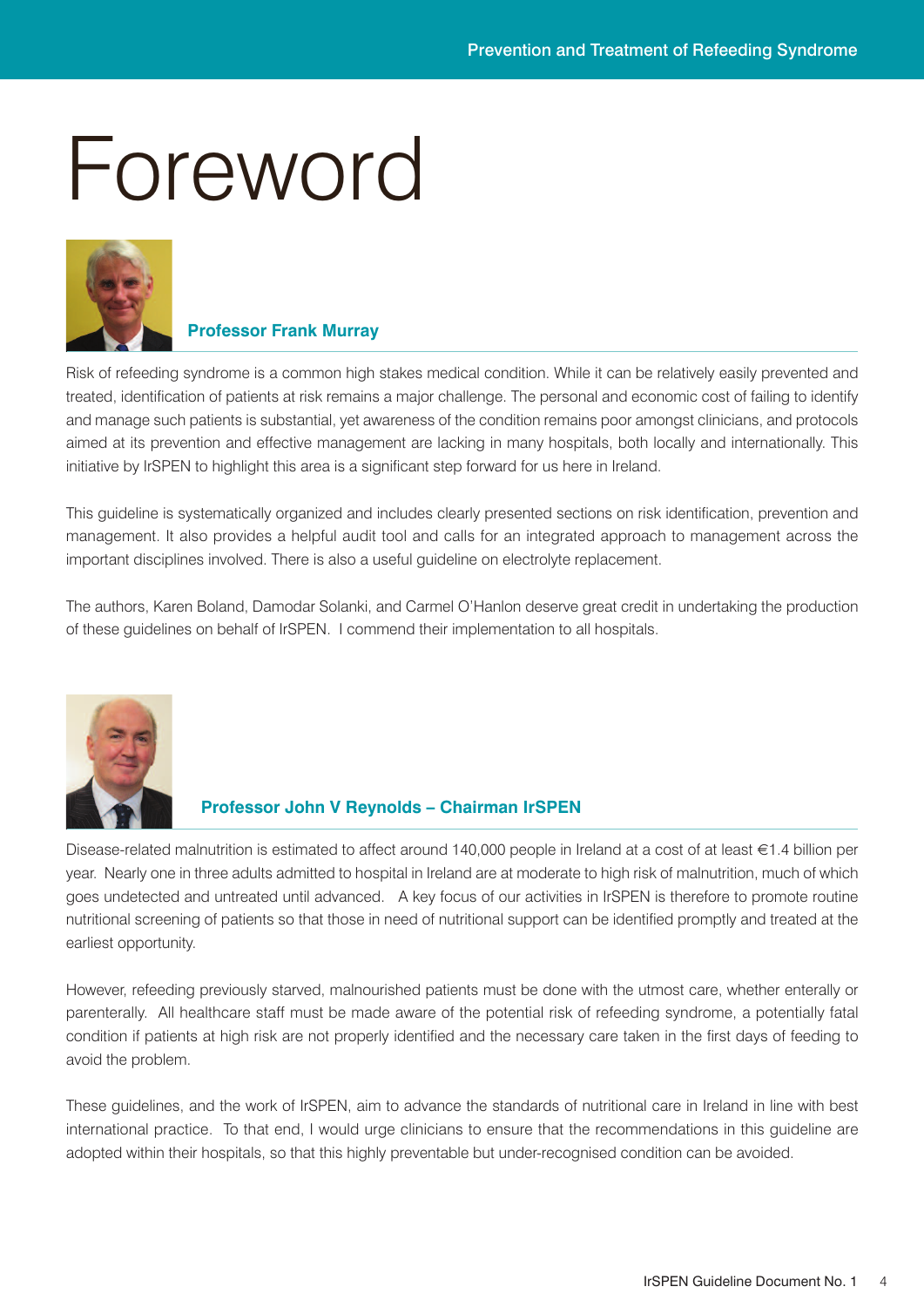# Foreword

**Professor Frank Murray**

Risk of refeeding syndrome is a common high stakes medical condition. While it can be relatively easily prevented and treated, identification of patients at risk remains a major challenge. The personal and economic cost of failing to identify and manage such patients is substantial, yet awareness of the condition remains poor amongst clinicians, and protocols aimed at its prevention and effective management are lacking in many hospitals, both locally and internationally. This initiative by IrSPEN to highlight this area is a significant step forward for us here in Ireland.

This guideline is systematically organized and includes clearly presented sections on risk identification, prevention and management. It also provides a helpful audit tool and calls for an integrated approach to management across the important disciplines involved. There is also a useful guideline on electrolyte replacement.

The authors, Karen Boland, Damodar Solanki, and Carmel O'Hanlon deserve great credit in undertaking the production of these guidelines on behalf of IrSPEN. I commend their implementation to all hospitals.

**Professor John V Reynolds – Chairman IrSPEN**

Disease-related malnutrition is estimated to affect around 140,000 people in Ireland at a cost of at least €1.4 billion per year. Nearly one in three adults admitted to hospital in Ireland are at moderate to high risk of malnutrition, much of which goes undetected and untreated until advanced. A key focus of our activities in IrSPEN is therefore to promote routine nutritional screening of patients so that those in need of nutritional support can be identified promptly and treated at the earliest opportunity.

However, refeeding previously starved, malnourished patients must be done with the utmost care, whether enterally or parenterally. All healthcare staff must be made aware of the potential risk of refeeding syndrome, a potentially fatal condition if patients at high risk are not properly identified and the necessary care taken in the first days of feeding to avoid the problem.

These guidelines, and the work of IrSPEN, aim to advance the standards of nutritional care in Ireland in line with best international practice. To that end, I would urge clinicians to ensure that the recommendations in this guideline are adopted within their hospitals, so that this highly preventable but under-recognised condition can be avoided.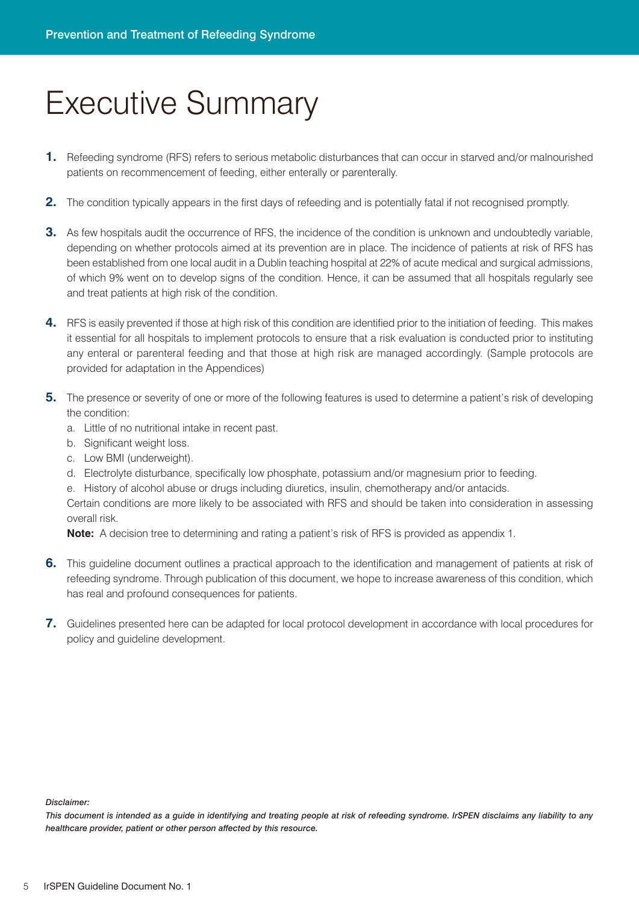# Executive Summary

1. Refeeding syndrome (RFS) refers to serious metabolic disturbances that can occur in starved and/or malnourished patients on recommencement of feeding, either enterally or parenterally.

2. The condition typically appears in the first days of refeeding and is potentially fatal if not recognised promptly.

3. As few hospitals audit the occurrence of RFS, the incidence of the condition is unknown and undoubtedly variable, depending on whether protocols aimed at its prevention are in place. The incidence of patients at risk of RFS has been established from one local audit in a Dublin teaching hospital at 22% of acute medical and surgical admissions, of which 9% went on to develop signs of the condition. Hence, it can be assumed that all hospitals regularly see and treat patients at high risk of the condition.

4. RFS is easily prevented if those at high risk of this condition are identified prior to the initiation of feeding. This makes it essential for all hospitals to implement protocols to ensure that a risk evaluation is conducted prior to instituting any enteral or parenteral feeding and that those at high risk are managed accordingly. (Sample protocols are provided for adaptation in the Appendices)

5. The presence or severity of one or more of the following features is used to determine a patient's risk of developing the condition:
   a. Little of no nutritional intake in recent past.
   b. Significant weight loss.
   c. Low BMI (underweight).
   d. Electrolyte disturbance, specifically low phosphate, potassium and/or magnesium prior to feeding.
   e. History of alcohol abuse or drugs including diuretics, insulin, chemotherapy and/or antacids.

   Certain conditions are more likely to be associated with RFS and should be taken into consideration in assessing overall risk.

   **Note:** A decision tree to determining and rating a patient's risk of RFS is provided as appendix 1.

6. This guideline document outlines a practical approach to the identification and management of patients at risk of refeeding syndrome. Through publication of this document, we hope to increase awareness of this condition, which has real and profound consequences for patients.

7. Guidelines presented here can be adapted for local protocol development in accordance with local procedures for policy and guideline development.

***Disclaimer:***

***This document is intended as a guide in identifying and treating people at risk of refeeding syndrome. IrSPEN disclaims any liability to any healthcare provider, patient or other person affected by this resource.***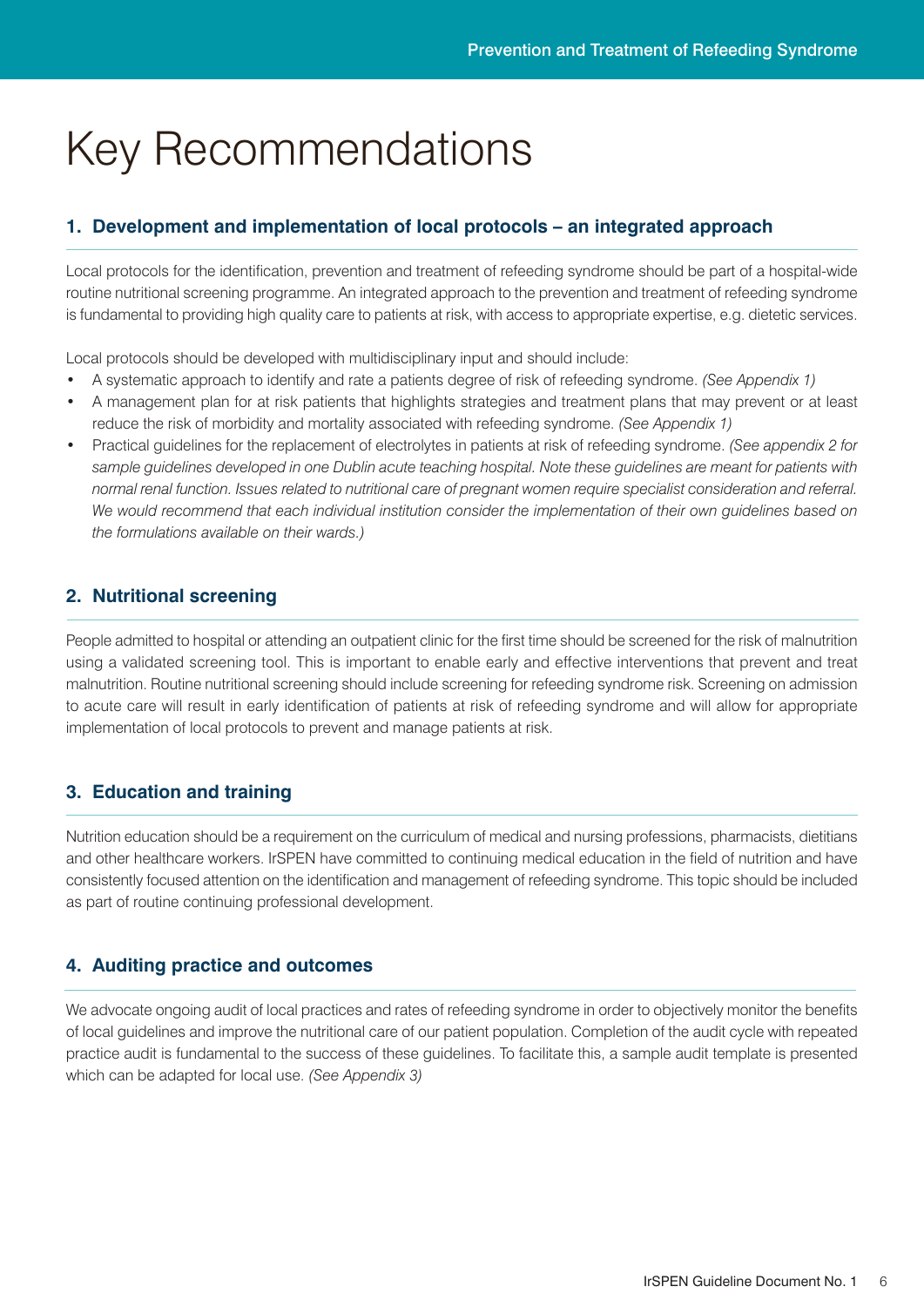# Key Recommendations

### 1. Development and implementation of local protocols – an integrated approach

Local protocols for the identification, prevention and treatment of refeeding syndrome should be part of a hospital-wide routine nutritional screening programme. An integrated approach to the prevention and treatment of refeeding syndrome is fundamental to providing high quality care to patients at risk, with access to appropriate expertise, e.g. dietetic services.

Local protocols should be developed with multidisciplinary input and should include:

- A systematic approach to identify and rate a patients degree of risk of refeeding syndrome. *(See Appendix 1)*
- A management plan for at risk patients that highlights strategies and treatment plans that may prevent or at least reduce the risk of morbidity and mortality associated with refeeding syndrome. *(See Appendix 1)*
- Practical guidelines for the replacement of electrolytes in patients at risk of refeeding syndrome. *(See appendix 2 for sample guidelines developed in one Dublin acute teaching hospital. Note these guidelines are meant for patients with normal renal function. Issues related to nutritional care of pregnant women require specialist consideration and referral. We would recommend that each individual institution consider the implementation of their own guidelines based on the formulations available on their wards.)*

### 2. Nutritional screening

People admitted to hospital or attending an outpatient clinic for the first time should be screened for the risk of malnutrition using a validated screening tool. This is important to enable early and effective interventions that prevent and treat malnutrition. Routine nutritional screening should include screening for refeeding syndrome risk. Screening on admission to acute care will result in early identification of patients at risk of refeeding syndrome and will allow for appropriate implementation of local protocols to prevent and manage patients at risk.

### 3. Education and training

Nutrition education should be a requirement on the curriculum of medical and nursing professions, pharmacists, dietitians and other healthcare workers. IrSPEN have committed to continuing medical education in the field of nutrition and have consistently focused attention on the identification and management of refeeding syndrome. This topic should be included as part of routine continuing professional development.

### 4. Auditing practice and outcomes

We advocate ongoing audit of local practices and rates of refeeding syndrome in order to objectively monitor the benefits of local guidelines and improve the nutritional care of our patient population. Completion of the audit cycle with repeated practice audit is fundamental to the success of these guidelines. To facilitate this, a sample audit template is presented which can be adapted for local use. *(See Appendix 3)*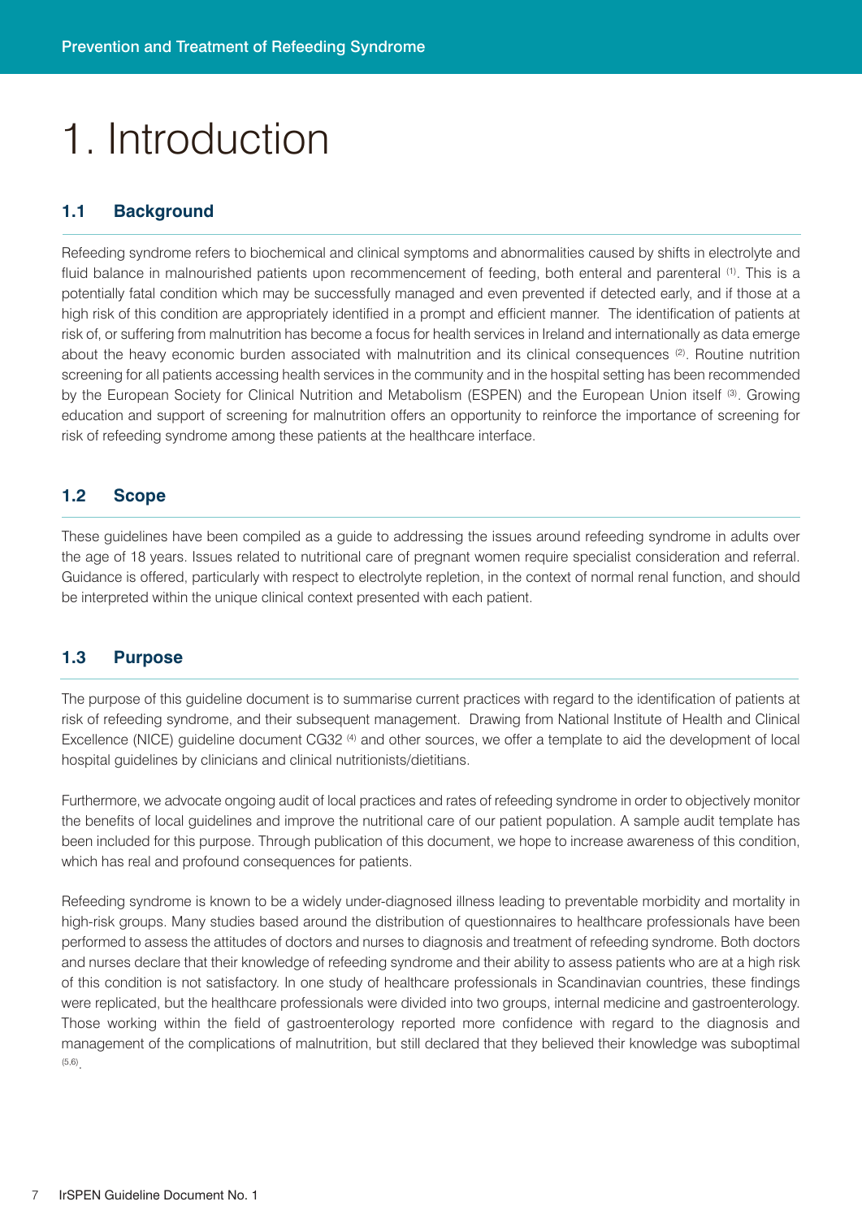# 1. Introduction

## 1.1 Background

Refeeding syndrome refers to biochemical and clinical symptoms and abnormalities caused by shifts in electrolyte and fluid balance in malnourished patients upon recommencement of feeding, both enteral and parenteral [1]. This is a potentially fatal condition which may be successfully managed and even prevented if detected early, and if those at a high risk of this condition are appropriately identified in a prompt and efficient manner. The identification of patients at risk of, or suffering from malnutrition has become a focus for health services in Ireland and internationally as data emerge about the heavy economic burden associated with malnutrition and its clinical consequences [2]. Routine nutrition screening for all patients accessing health services in the community and in the hospital setting has been recommended by the European Society for Clinical Nutrition and Metabolism (ESPEN) and the European Union itself [3]. Growing education and support of screening for malnutrition offers an opportunity to reinforce the importance of screening for risk of refeeding syndrome among these patients at the healthcare interface.

## 1.2 Scope

These guidelines have been compiled as a guide to addressing the issues around refeeding syndrome in adults over the age of 18 years. Issues related to nutritional care of pregnant women require specialist consideration and referral. Guidance is offered, particularly with respect to electrolyte repletion, in the context of normal renal function, and should be interpreted within the unique clinical context presented with each patient.

## 1.3 Purpose

The purpose of this guideline document is to summarise current practices with regard to the identification of patients at risk of refeeding syndrome, and their subsequent management. Drawing from National Institute of Health and Clinical Excellence (NICE) guideline document CG32 [4] and other sources, we offer a template to aid the development of local hospital guidelines by clinicians and clinical nutritionists/dietitians.

Furthermore, we advocate ongoing audit of local practices and rates of refeeding syndrome in order to objectively monitor the benefits of local guidelines and improve the nutritional care of our patient population. A sample audit template has been included for this purpose. Through publication of this document, we hope to increase awareness of this condition, which has real and profound consequences for patients.

Refeeding syndrome is known to be a widely under-diagnosed illness leading to preventable morbidity and mortality in high-risk groups. Many studies based around the distribution of questionnaires to healthcare professionals have been performed to assess the attitudes of doctors and nurses to diagnosis and treatment of refeeding syndrome. Both doctors and nurses declare that their knowledge of refeeding syndrome and their ability to assess patients who are at a high risk of this condition is not satisfactory. In one study of healthcare professionals in Scandinavian countries, these findings were replicated, but the healthcare professionals were divided into two groups, internal medicine and gastroenterology. Those working within the field of gastroenterology reported more confidence with regard to the diagnosis and management of the complications of malnutrition, but still declared that they believed their knowledge was suboptimal [5,6].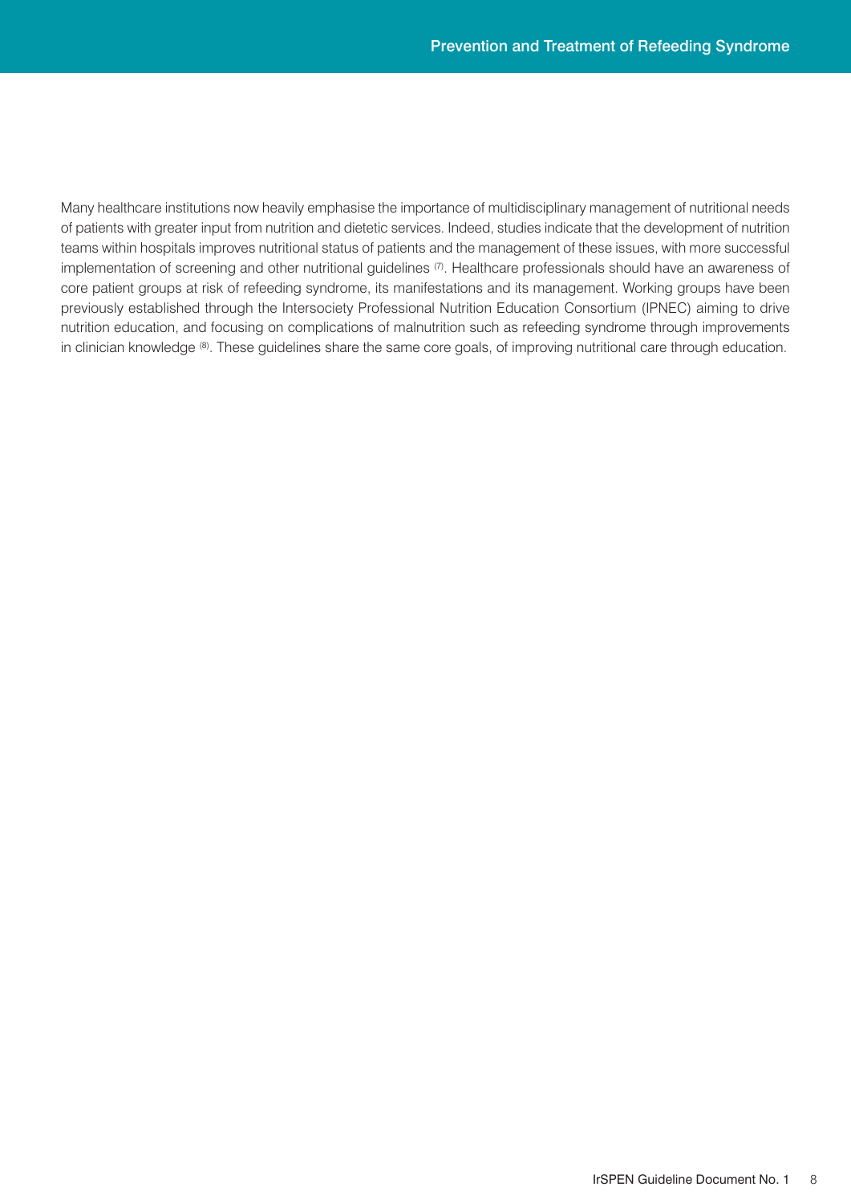Many healthcare institutions now heavily emphasise the importance of multidisciplinary management of nutritional needs of patients with greater input from nutrition and dietetic services. Indeed, studies indicate that the development of nutrition teams within hospitals improves nutritional status of patients and the management of these issues, with more successful implementation of screening and other nutritional guidelines [7]. Healthcare professionals should have an awareness of core patient groups at risk of refeeding syndrome, its manifestations and its management. Working groups have been previously established through the Intersociety Professional Nutrition Education Consortium (IPNEC) aiming to drive nutrition education, and focusing on complications of malnutrition such as refeeding syndrome through improvements in clinician knowledge [8]. These guidelines share the same core goals, of improving nutritional care through education.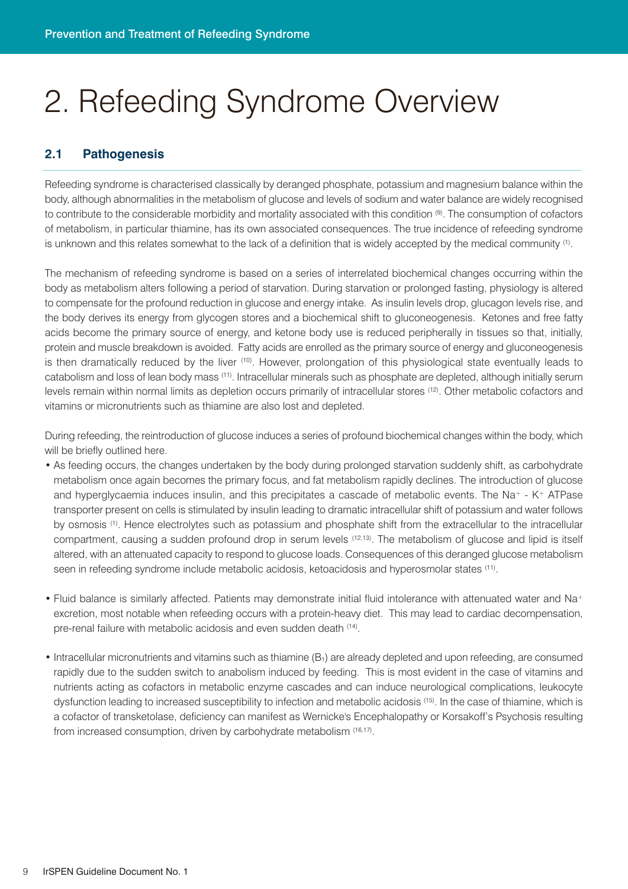# 2. Refeeding Syndrome Overview

## 2.1 Pathogenesis

Refeeding syndrome is characterised classically by deranged phosphate, potassium and magnesium balance within the body, although abnormalities in the metabolism of glucose and levels of sodium and water balance are widely recognised to contribute to the considerable morbidity and mortality associated with this condition [9]. The consumption of cofactors of metabolism, in particular thiamine, has its own associated consequences. The true incidence of refeeding syndrome is unknown and this relates somewhat to the lack of a definition that is widely accepted by the medical community [1].

The mechanism of refeeding syndrome is based on a series of interrelated biochemical changes occurring within the body as metabolism alters following a period of starvation. During starvation or prolonged fasting, physiology is altered to compensate for the profound reduction in glucose and energy intake. As insulin levels drop, glucagon levels rise, and the body derives its energy from glycogen stores and a biochemical shift to gluconeogenesis. Ketones and free fatty acids become the primary source of energy, and ketone body use is reduced peripherally in tissues so that, initially, protein and muscle breakdown is avoided. Fatty acids are enrolled as the primary source of energy and gluconeogenesis is then dramatically reduced by the liver [10]. However, prolongation of this physiological state eventually leads to catabolism and loss of lean body mass [11]. Intracellular minerals such as phosphate are depleted, although initially serum levels remain within normal limits as depletion occurs primarily of intracellular stores [12]. Other metabolic cofactors and vitamins or micronutrients such as thiamine are also lost and depleted.

During refeeding, the reintroduction of glucose induces a series of profound biochemical changes within the body, which will be briefly outlined here.

- As feeding occurs, the changes undertaken by the body during prolonged starvation suddenly shift, as carbohydrate metabolism once again becomes the primary focus, and fat metabolism rapidly declines. The introduction of glucose and hyperglycaemia induces insulin, and this precipitates a cascade of metabolic events. The $Na^+$ - $K^+$ ATPase transporter present on cells is stimulated by insulin leading to dramatic intracellular shift of potassium and water follows by osmosis [1]. Hence electrolytes such as potassium and phosphate shift from the extracellular to the intracellular compartment, causing a sudden profound drop in serum levels [12,13]. The metabolism of glucose and lipid is itself altered, with an attenuated capacity to respond to glucose loads. Consequences of this deranged glucose metabolism seen in refeeding syndrome include metabolic acidosis, ketoacidosis and hyperosmolar states [11].

- Fluid balance is similarly affected. Patients may demonstrate initial fluid intolerance with attenuated water and $Na^+$ excretion, most notable when refeeding occurs with a protein-heavy diet. This may lead to cardiac decompensation, pre-renal failure with metabolic acidosis and even sudden death [14].

- Intracellular micronutrients and vitamins such as thiamine ($B_1$) are already depleted and upon refeeding, are consumed rapidly due to the sudden switch to anabolism induced by feeding. This is most evident in the case of vitamins and nutrients acting as cofactors in metabolic enzyme cascades and can induce neurological complications, leukocyte dysfunction leading to increased susceptibility to infection and metabolic acidosis [15]. In the case of thiamine, which is a cofactor of transketolase, deficiency can manifest as Wernicke's Encephalopathy or Korsakoff's Psychosis resulting from increased consumption, driven by carbohydrate metabolism [16,17].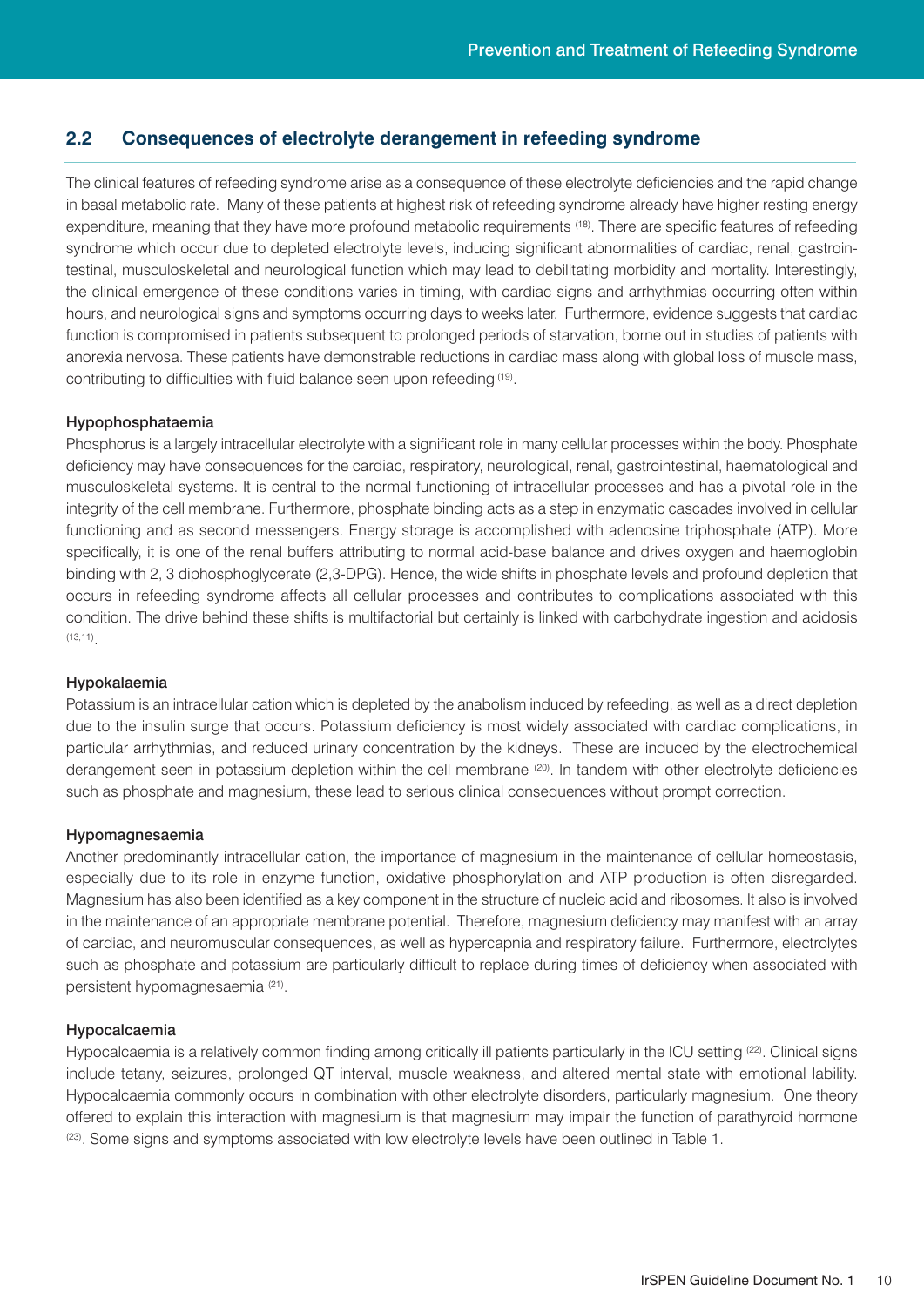## 2.2 Consequences of electrolyte derangement in refeeding syndrome

The clinical features of refeeding syndrome arise as a consequence of these electrolyte deficiencies and the rapid change in basal metabolic rate. Many of these patients at highest risk of refeeding syndrome already have higher resting energy expenditure, meaning that they have more profound metabolic requirements [18]. There are specific features of refeeding syndrome which occur due to depleted electrolyte levels, inducing significant abnormalities of cardiac, renal, gastrointestinal, musculoskeletal and neurological function which may lead to debilitating morbidity and mortality. Interestingly, the clinical emergence of these conditions varies in timing, with cardiac signs and arrhythmias occurring often within hours, and neurological signs and symptoms occurring days to weeks later. Furthermore, evidence suggests that cardiac function is compromised in patients subsequent to prolonged periods of starvation, borne out in studies of patients with anorexia nervosa. These patients have demonstrable reductions in cardiac mass along with global loss of muscle mass, contributing to difficulties with fluid balance seen upon refeeding [19].

#### Hypophosphataemia

Phosphorus is a largely intracellular electrolyte with a significant role in many cellular processes within the body. Phosphate deficiency may have consequences for the cardiac, respiratory, neurological, renal, gastrointestinal, haematological and musculoskeletal systems. It is central to the normal functioning of intracellular processes and has a pivotal role in the integrity of the cell membrane. Furthermore, phosphate binding acts as a step in enzymatic cascades involved in cellular functioning and as second messengers. Energy storage is accomplished with adenosine triphosphate (ATP). More specifically, it is one of the renal buffers attributing to normal acid-base balance and drives oxygen and haemoglobin binding with 2, 3 diphosphoglycerate (2,3-DPG). Hence, the wide shifts in phosphate levels and profound depletion that occurs in refeeding syndrome affects all cellular processes and contributes to complications associated with this condition. The drive behind these shifts is multifactorial but certainly is linked with carbohydrate ingestion and acidosis [13,11].

#### Hypokalaemia

Potassium is an intracellular cation which is depleted by the anabolism induced by refeeding, as well as a direct depletion due to the insulin surge that occurs. Potassium deficiency is most widely associated with cardiac complications, in particular arrhythmias, and reduced urinary concentration by the kidneys. These are induced by the electrochemical derangement seen in potassium depletion within the cell membrane [20]. In tandem with other electrolyte deficiencies such as phosphate and magnesium, these lead to serious clinical consequences without prompt correction.

#### Hypomagnesaemia

Another predominantly intracellular cation, the importance of magnesium in the maintenance of cellular homeostasis, especially due to its role in enzyme function, oxidative phosphorylation and ATP production is often disregarded. Magnesium has also been identified as a key component in the structure of nucleic acid and ribosomes. It also is involved in the maintenance of an appropriate membrane potential. Therefore, magnesium deficiency may manifest with an array of cardiac, and neuromuscular consequences, as well as hypercapnia and respiratory failure. Furthermore, electrolytes such as phosphate and potassium are particularly difficult to replace during times of deficiency when associated with persistent hypomagnesaemia [21].

#### Hypocalcaemia

Hypocalcaemia is a relatively common finding among critically ill patients particularly in the ICU setting [22]. Clinical signs include tetany, seizures, prolonged QT interval, muscle weakness, and altered mental state with emotional lability. Hypocalcaemia commonly occurs in combination with other electrolyte disorders, particularly magnesium. One theory offered to explain this interaction with magnesium is that magnesium may impair the function of parathyroid hormone [23]. Some signs and symptoms associated with low electrolyte levels have been outlined in Table 1.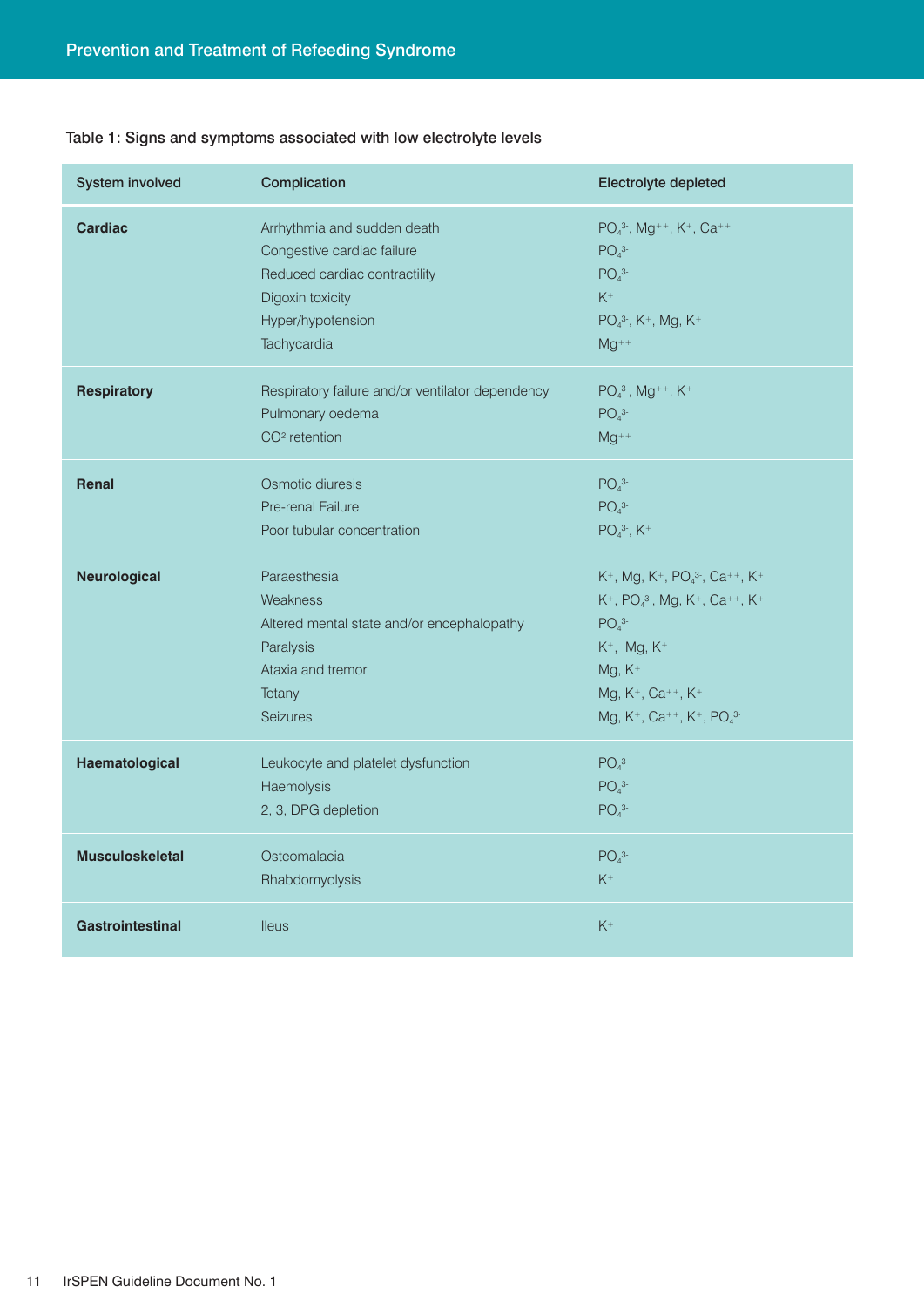Table 1: Signs and symptoms associated with low electrolyte levels

| System involved | Complication | Electrolyte depleted |
|---|---|---|
| **Cardiac** | Arrhythmia and sudden death | $PO_4^{3-}$, $Mg^{++}$, $K^+$, $Ca^{++}$ |
| | Congestive cardiac failure | $PO_4^{3-}$ |
| | Reduced cardiac contractility | $PO_4^{3-}$ |
| | Digoxin toxicity | $K^+$ |
| | Hyper/hypotension | $PO_4^{3-}$, $K^+$, Mg, $K^+$ |
| | Tachycardia | $Mg^{++}$ |
| **Respiratory** | Respiratory failure and/or ventilator dependency | $PO_4^{3-}$, $Mg^{++}$, $K^+$ |
| | Pulmonary oedema | $PO_4^{3-}$ |
| | $CO^2$ retention | $Mg^{++}$ |
| **Renal** | Osmotic diuresis | $PO_4^{3-}$ |
| | Pre-renal Failure | $PO_4^{3-}$ |
| | Poor tubular concentration | $PO_4^{3-}$, $K^+$ |
| **Neurological** | Paraesthesia | $K^+$, Mg, $K^+$, $PO_4^{3-}$, $Ca^{++}$, $K^+$ |
| | Weakness | $K^+$, $PO_4^{3-}$, Mg, $K^+$, $Ca^{++}$, $K^+$ |
| | Altered mental state and/or encephalopathy | $PO_4^{3-}$ |
| | Paralysis | $K^+$, Mg, $K^+$ |
| | Ataxia and tremor | Mg, $K^+$ |
| | Tetany | Mg, $K^+$, $Ca^{++}$, $K^+$ |
| | Seizures | Mg, $K^+$, $Ca^{++}$, $K^+$, $PO_4^{3-}$ |
| **Haematological** | Leukocyte and platelet dysfunction | $PO_4^{3-}$ |
| | Haemolysis | $PO_4^{3-}$ |
| | 2, 3, DPG depletion | $PO_4^{3-}$ |
| **Musculoskeletal** | Osteomalacia | $PO_4^{3-}$ |
| | Rhabdomyolysis | $K^+$ |
| **Gastrointestinal** | Ileus | $K^+$ |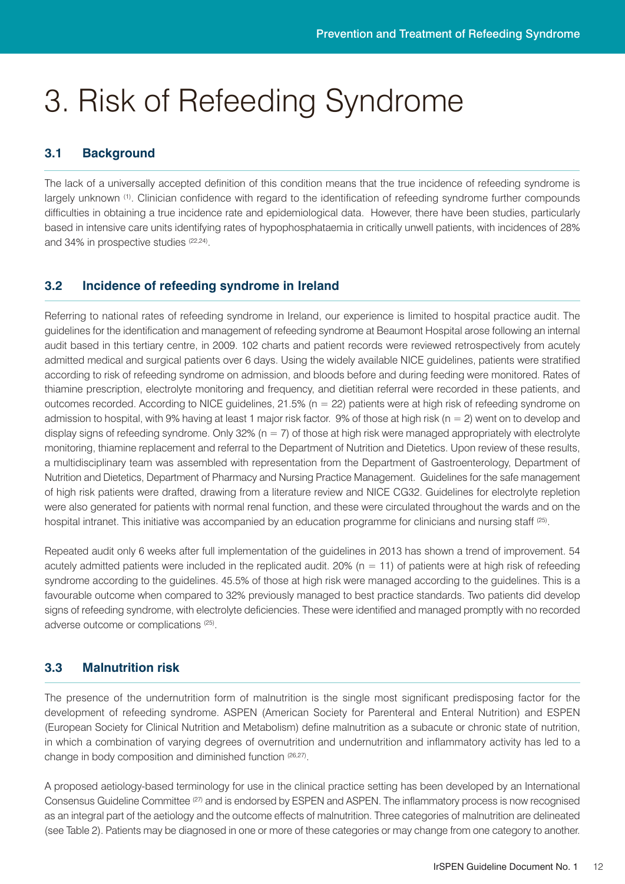# 3. Risk of Refeeding Syndrome

## 3.1 Background

The lack of a universally accepted definition of this condition means that the true incidence of refeeding syndrome is largely unknown [1]. Clinician confidence with regard to the identification of refeeding syndrome further compounds difficulties in obtaining a true incidence rate and epidemiological data. However, there have been studies, particularly based in intensive care units identifying rates of hypophosphataemia in critically unwell patients, with incidences of 28% and 34% in prospective studies [22,24].

## 3.2 Incidence of refeeding syndrome in Ireland

Referring to national rates of refeeding syndrome in Ireland, our experience is limited to hospital practice audit. The guidelines for the identification and management of refeeding syndrome at Beaumont Hospital arose following an internal audit based in this tertiary centre, in 2009. 102 charts and patient records were reviewed retrospectively from acutely admitted medical and surgical patients over 6 days. Using the widely available NICE guidelines, patients were stratified according to risk of refeeding syndrome on admission, and bloods before and during feeding were monitored. Rates of thiamine prescription, electrolyte monitoring and frequency, and dietitian referral were recorded in these patients, and outcomes recorded. According to NICE guidelines, 21.5% (n = 22) patients were at high risk of refeeding syndrome on admission to hospital, with 9% having at least 1 major risk factor. 9% of those at high risk (n = 2) went on to develop and display signs of refeeding syndrome. Only 32% (n = 7) of those at high risk were managed appropriately with electrolyte monitoring, thiamine replacement and referral to the Department of Nutrition and Dietetics. Upon review of these results, a multidisciplinary team was assembled with representation from the Department of Gastroenterology, Department of Nutrition and Dietetics, Department of Pharmacy and Nursing Practice Management. Guidelines for the safe management of high risk patients were drafted, drawing from a literature review and NICE CG32. Guidelines for electrolyte repletion were also generated for patients with normal renal function, and these were circulated throughout the wards and on the hospital intranet. This initiative was accompanied by an education programme for clinicians and nursing staff [25].

Repeated audit only 6 weeks after full implementation of the guidelines in 2013 has shown a trend of improvement. 54 acutely admitted patients were included in the replicated audit. 20% (n = 11) of patients were at high risk of refeeding syndrome according to the guidelines. 45.5% of those at high risk were managed according to the guidelines. This is a favourable outcome when compared to 32% previously managed to best practice standards. Two patients did develop signs of refeeding syndrome, with electrolyte deficiencies. These were identified and managed promptly with no recorded adverse outcome or complications [25].

## 3.3 Malnutrition risk

The presence of the undernutrition form of malnutrition is the single most significant predisposing factor for the development of refeeding syndrome. ASPEN (American Society for Parenteral and Enteral Nutrition) and ESPEN (European Society for Clinical Nutrition and Metabolism) define malnutrition as a subacute or chronic state of nutrition, in which a combination of varying degrees of overnutrition and undernutrition and inflammatory activity has led to a change in body composition and diminished function [26,27].

A proposed aetiology-based terminology for use in the clinical practice setting has been developed by an International Consensus Guideline Committee [27] and is endorsed by ESPEN and ASPEN. The inflammatory process is now recognised as an integral part of the aetiology and the outcome effects of malnutrition. Three categories of malnutrition are delineated (see Table 2). Patients may be diagnosed in one or more of these categories or may change from one category to another.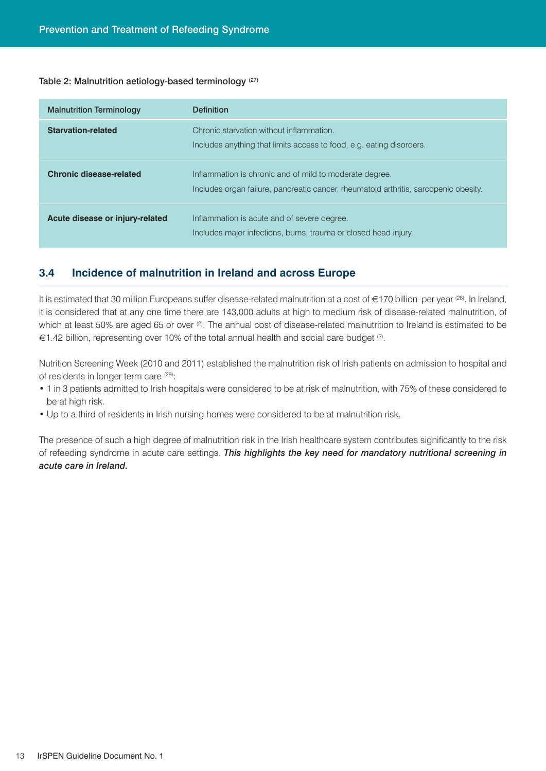Table 2: Malnutrition aetiology-based terminology [27]

| Malnutrition Terminology | Definition |
| --- | --- |
| **Starvation-related** | Chronic starvation without inflammation. Includes anything that limits access to food, e.g. eating disorders. |
| **Chronic disease-related** | Inflammation is chronic and of mild to moderate degree. Includes organ failure, pancreatic cancer, rheumatoid arthritis, sarcopenic obesity. |
| **Acute disease or injury-related** | Inflammation is acute and of severe degree. Includes major infections, burns, trauma or closed head injury. |

## 3.4 Incidence of malnutrition in Ireland and across Europe

It is estimated that 30 million Europeans suffer disease-related malnutrition at a cost of €170 billion per year [28]. In Ireland, it is considered that at any one time there are 143,000 adults at high to medium risk of disease-related malnutrition, of which at least 50% are aged 65 or over [2]. The annual cost of disease-related malnutrition to Ireland is estimated to be €1.42 billion, representing over 10% of the total annual health and social care budget [2].

Nutrition Screening Week (2010 and 2011) established the malnutrition risk of Irish patients on admission to hospital and of residents in longer term care [29]:

- 1 in 3 patients admitted to Irish hospitals were considered to be at risk of malnutrition, with 75% of these considered to be at high risk.
- Up to a third of residents in Irish nursing homes were considered to be at malnutrition risk.

The presence of such a high degree of malnutrition risk in the Irish healthcare system contributes significantly to the risk of refeeding syndrome in acute care settings. ***This highlights the key need for mandatory nutritional screening in acute care in Ireland.***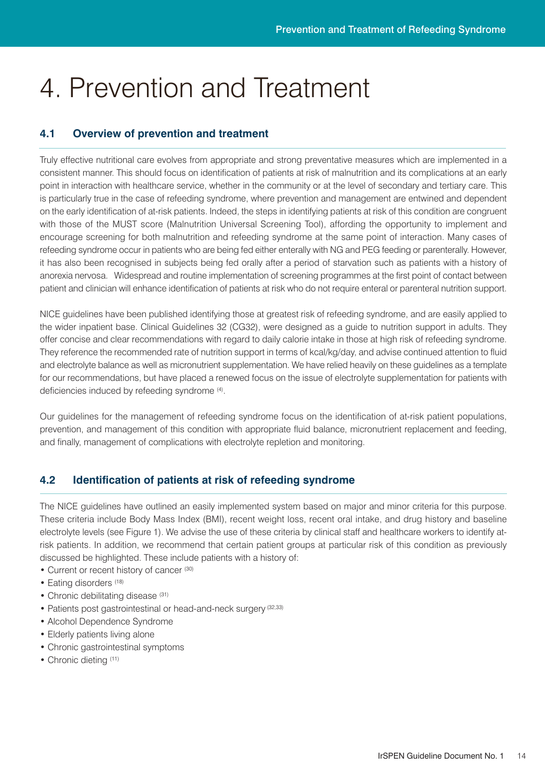# 4. Prevention and Treatment

## 4.1 Overview of prevention and treatment

Truly effective nutritional care evolves from appropriate and strong preventative measures which are implemented in a consistent manner. This should focus on identification of patients at risk of malnutrition and its complications at an early point in interaction with healthcare service, whether in the community or at the level of secondary and tertiary care. This is particularly true in the case of refeeding syndrome, where prevention and management are entwined and dependent on the early identification of at-risk patients. Indeed, the steps in identifying patients at risk of this condition are congruent with those of the MUST score (Malnutrition Universal Screening Tool), affording the opportunity to implement and encourage screening for both malnutrition and refeeding syndrome at the same point of interaction. Many cases of refeeding syndrome occur in patients who are being fed either enterally with NG and PEG feeding or parenterally. However, it has also been recognised in subjects being fed orally after a period of starvation such as patients with a history of anorexia nervosa. Widespread and routine implementation of screening programmes at the first point of contact between patient and clinician will enhance identification of patients at risk who do not require enteral or parenteral nutrition support.

NICE guidelines have been published identifying those at greatest risk of refeeding syndrome, and are easily applied to the wider inpatient base. Clinical Guidelines 32 (CG32), were designed as a guide to nutrition support in adults. They offer concise and clear recommendations with regard to daily calorie intake in those at high risk of refeeding syndrome. They reference the recommended rate of nutrition support in terms of kcal/kg/day, and advise continued attention to fluid and electrolyte balance as well as micronutrient supplementation. We have relied heavily on these guidelines as a template for our recommendations, but have placed a renewed focus on the issue of electrolyte supplementation for patients with deficiencies induced by refeeding syndrome [4].

Our guidelines for the management of refeeding syndrome focus on the identification of at-risk patient populations, prevention, and management of this condition with appropriate fluid balance, micronutrient replacement and feeding, and finally, management of complications with electrolyte repletion and monitoring.

## 4.2 Identification of patients at risk of refeeding syndrome

The NICE guidelines have outlined an easily implemented system based on major and minor criteria for this purpose. These criteria include Body Mass Index (BMI), recent weight loss, recent oral intake, and drug history and baseline electrolyte levels (see Figure 1). We advise the use of these criteria by clinical staff and healthcare workers to identify at-risk patients. In addition, we recommend that certain patient groups at particular risk of this condition as previously discussed be highlighted. These include patients with a history of:

- Current or recent history of cancer [30]
- Eating disorders [18]
- Chronic debilitating disease [31]
- Patients post gastrointestinal or head-and-neck surgery [32,33]
- Alcohol Dependence Syndrome
- Elderly patients living alone
- Chronic gastrointestinal symptoms
- Chronic dieting [11]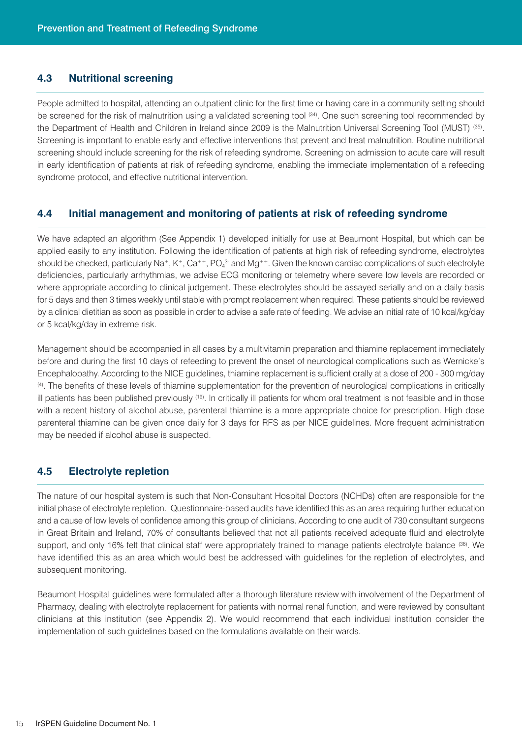## 4.3 Nutritional screening

People admitted to hospital, attending an outpatient clinic for the first time or having care in a community setting should be screened for the risk of malnutrition using a validated screening tool [34]. One such screening tool recommended by the Department of Health and Children in Ireland since 2009 is the Malnutrition Universal Screening Tool (MUST) [35]. Screening is important to enable early and effective interventions that prevent and treat malnutrition. Routine nutritional screening should include screening for the risk of refeeding syndrome. Screening on admission to acute care will result in early identification of patients at risk of refeeding syndrome, enabling the immediate implementation of a refeeding syndrome protocol, and effective nutritional intervention.

## 4.4 Initial management and monitoring of patients at risk of refeeding syndrome

We have adapted an algorithm (See Appendix 1) developed initially for use at Beaumont Hospital, but which can be applied easily to any institution. Following the identification of patients at high risk of refeeding syndrome, electrolytes should be checked, particularly $Na^+$, $K^+$, $Ca^{++}$, $PO_4^{3-}$ and $Mg^{++}$. Given the known cardiac complications of such electrolyte deficiencies, particularly arrhythmias, we advise ECG monitoring or telemetry where severe low levels are recorded or where appropriate according to clinical judgement. These electrolytes should be assayed serially and on a daily basis for 5 days and then 3 times weekly until stable with prompt replacement when required. These patients should be reviewed by a clinical dietitian as soon as possible in order to advise a safe rate of feeding. We advise an initial rate of 10 kcal/kg/day or 5 kcal/kg/day in extreme risk.

Management should be accompanied in all cases by a multivitamin preparation and thiamine replacement immediately before and during the first 10 days of refeeding to prevent the onset of neurological complications such as Wernicke's Encephalopathy. According to the NICE guidelines, thiamine replacement is sufficient orally at a dose of 200 - 300 mg/day [4]. The benefits of these levels of thiamine supplementation for the prevention of neurological complications in critically ill patients has been published previously [19]. In critically ill patients for whom oral treatment is not feasible and in those with a recent history of alcohol abuse, parenteral thiamine is a more appropriate choice for prescription. High dose parenteral thiamine can be given once daily for 3 days for RFS as per NICE guidelines. More frequent administration may be needed if alcohol abuse is suspected.

## 4.5 Electrolyte repletion

The nature of our hospital system is such that Non-Consultant Hospital Doctors (NCHDs) often are responsible for the initial phase of electrolyte repletion. Questionnaire-based audits have identified this as an area requiring further education and a cause of low levels of confidence among this group of clinicians. According to one audit of 730 consultant surgeons in Great Britain and Ireland, 70% of consultants believed that not all patients received adequate fluid and electrolyte support, and only 16% felt that clinical staff were appropriately trained to manage patients electrolyte balance [36]. We have identified this as an area which would best be addressed with guidelines for the repletion of electrolytes, and subsequent monitoring.

Beaumont Hospital guidelines were formulated after a thorough literature review with involvement of the Department of Pharmacy, dealing with electrolyte replacement for patients with normal renal function, and were reviewed by consultant clinicians at this institution (see Appendix 2). We would recommend that each individual institution consider the implementation of such guidelines based on the formulations available on their wards.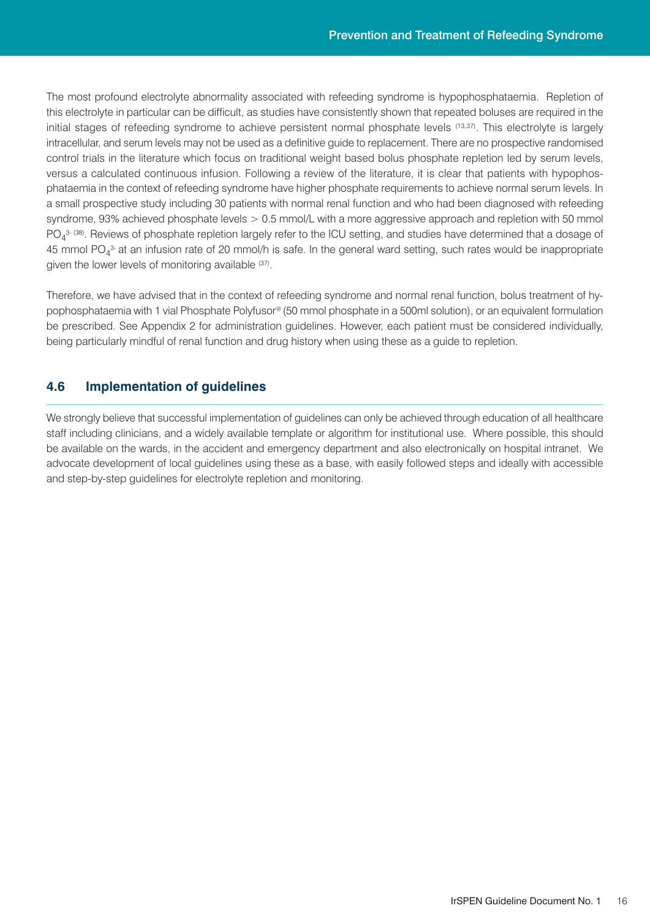The most profound electrolyte abnormality associated with refeeding syndrome is hypophosphataemia. Repletion of this electrolyte in particular can be difficult, as studies have consistently shown that repeated boluses are required in the initial stages of refeeding syndrome to achieve persistent normal phosphate levels [13,37]. This electrolyte is largely intracellular, and serum levels may not be used as a definitive guide to replacement. There are no prospective randomised control trials in the literature which focus on traditional weight based bolus phosphate repletion led by serum levels, versus a calculated continuous infusion. Following a review of the literature, it is clear that patients with hypophosphataemia in the context of refeeding syndrome have higher phosphate requirements to achieve normal serum levels. In a small prospective study including 30 patients with normal renal function and who had been diagnosed with refeeding syndrome, 93% achieved phosphate levels > 0.5 mmol/L with a more aggressive approach and repletion with 50 mmol $PO_4^{3-}$ [38]. Reviews of phosphate repletion largely refer to the ICU setting, and studies have determined that a dosage of 45 mmol $PO_4^{3-}$ at an infusion rate of 20 mmol/h is safe. In the general ward setting, such rates would be inappropriate given the lower levels of monitoring available [37].

Therefore, we have advised that in the context of refeeding syndrome and normal renal function, bolus treatment of hypophosphataemia with 1 vial Phosphate Polyfusor® (50 mmol phosphate in a 500ml solution), or an equivalent formulation be prescribed. See Appendix 2 for administration guidelines. However, each patient must be considered individually, being particularly mindful of renal function and drug history when using these as a guide to repletion.

## 4.6 Implementation of guidelines

We strongly believe that successful implementation of guidelines can only be achieved through education of all healthcare staff including clinicians, and a widely available template or algorithm for institutional use. Where possible, this should be available on the wards, in the accident and emergency department and also electronically on hospital intranet. We advocate development of local guidelines using these as a base, with easily followed steps and ideally with accessible and step-by-step guidelines for electrolyte repletion and monitoring.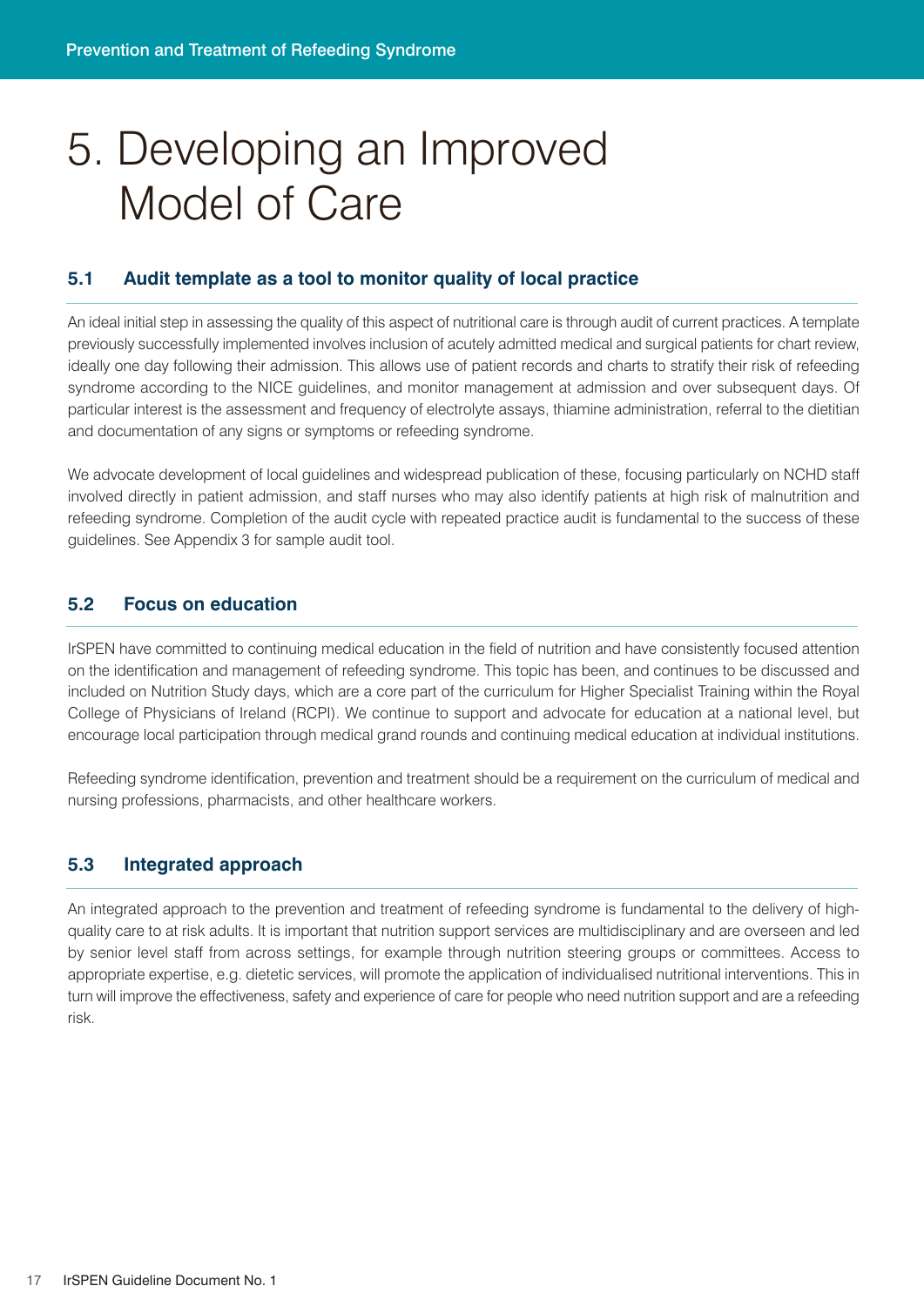# 5. Developing an Improved Model of Care

## 5.1 Audit template as a tool to monitor quality of local practice

An ideal initial step in assessing the quality of this aspect of nutritional care is through audit of current practices. A template previously successfully implemented involves inclusion of acutely admitted medical and surgical patients for chart review, ideally one day following their admission. This allows use of patient records and charts to stratify their risk of refeeding syndrome according to the NICE guidelines, and monitor management at admission and over subsequent days. Of particular interest is the assessment and frequency of electrolyte assays, thiamine administration, referral to the dietitian and documentation of any signs or symptoms or refeeding syndrome.

We advocate development of local guidelines and widespread publication of these, focusing particularly on NCHD staff involved directly in patient admission, and staff nurses who may also identify patients at high risk of malnutrition and refeeding syndrome. Completion of the audit cycle with repeated practice audit is fundamental to the success of these guidelines. See Appendix 3 for sample audit tool.

## 5.2 Focus on education

IrSPEN have committed to continuing medical education in the field of nutrition and have consistently focused attention on the identification and management of refeeding syndrome. This topic has been, and continues to be discussed and included on Nutrition Study days, which are a core part of the curriculum for Higher Specialist Training within the Royal College of Physicians of Ireland (RCPI). We continue to support and advocate for education at a national level, but encourage local participation through medical grand rounds and continuing medical education at individual institutions.

Refeeding syndrome identification, prevention and treatment should be a requirement on the curriculum of medical and nursing professions, pharmacists, and other healthcare workers.

## 5.3 Integrated approach

An integrated approach to the prevention and treatment of refeeding syndrome is fundamental to the delivery of high-quality care to at risk adults. It is important that nutrition support services are multidisciplinary and are overseen and led by senior level staff from across settings, for example through nutrition steering groups or committees. Access to appropriate expertise, e.g. dietetic services, will promote the application of individualised nutritional interventions. This in turn will improve the effectiveness, safety and experience of care for people who need nutrition support and are a refeeding risk.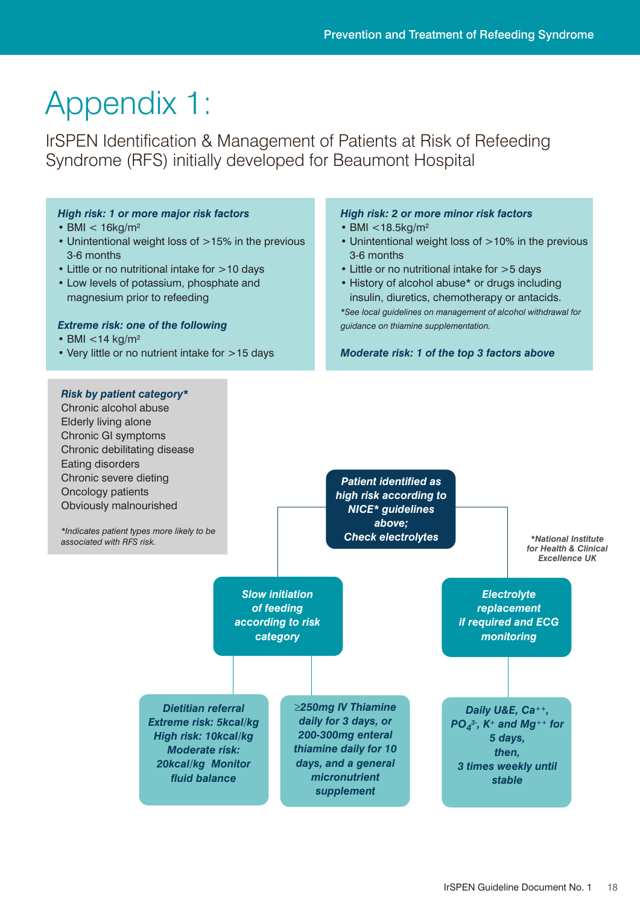# Appendix 1:

## IrSPEN Identification & Management of Patients at Risk of Refeeding Syndrome (RFS) initially developed for Beaumont Hospital

***High risk: 1 or more major risk factors***

- BMI < 16kg/m²
- Unintentional weight loss of >15% in the previous 3-6 months
- Little or no nutritional intake for >10 days
- Low levels of potassium, phosphate and magnesium prior to refeeding

***Extreme risk: one of the following***

- BMI <14 kg/m²
- Very little or no nutrient intake for >15 days

***High risk: 2 or more minor risk factors***

- BMI <18.5kg/m²
- Unintentional weight loss of >10% in the previous 3-6 months
- Little or no nutritional intake for >5 days
- History of alcohol abuse* or drugs including insulin, diuretics, chemotherapy or antacids.

*\*See local guidelines on management of alcohol withdrawal for guidance on thiamine supplementation.*

***Moderate risk: 1 of the top 3 factors above***

***Risk by patient category\****

Chronic alcohol abuse
Elderly living alone
Chronic GI symptoms
Chronic debilitating disease
Eating disorders
Chronic severe dieting
Oncology patients
Obviously malnourished

*\*Indicates patient types more likely to be associated with RFS risk.*

***Patient identified as high risk according to NICE\* guidelines above; Check electrolytes***

*\*National Institute for Health & Clinical Excellence UK*

- ***Slow initiation of feeding according to risk category***
  - ***Dietitian referral Extreme risk: 5kcal/kg High risk: 10kcal/kg Moderate risk: 20kcal/kg Monitor fluid balance***
  - ***≥250mg IV Thiamine daily for 3 days, or 200-300mg enteral thiamine daily for 10 days, and a general micronutrient supplement***
- ***Electrolyte replacement if required and ECG monitoring***
  - ***Daily U&E, $Ca^{++}$, $PO_4^{3-}$, $K^+$ and $Mg^{++}$ for 5 days, then, 3 times weekly until stable***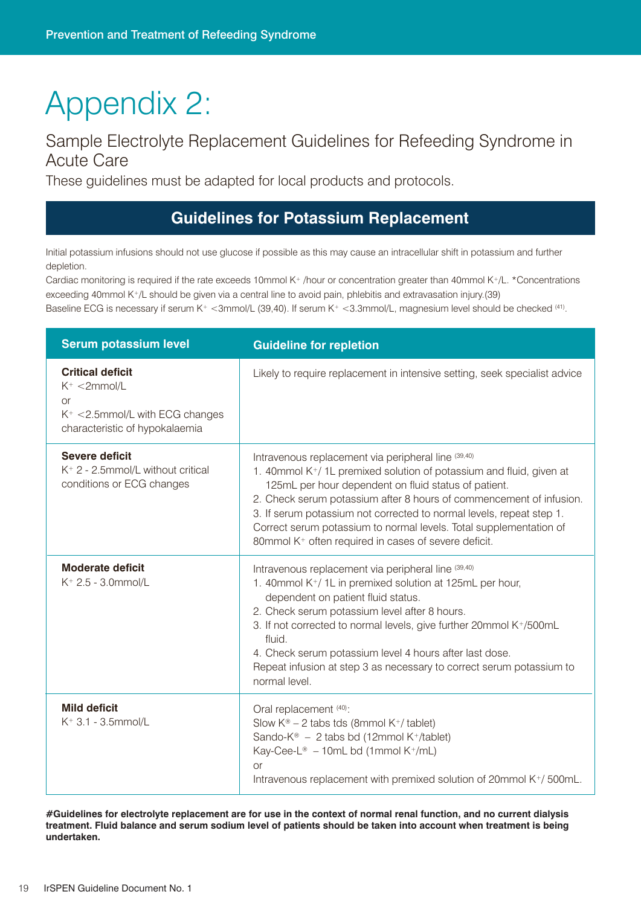# Appendix 2:

## Sample Electrolyte Replacement Guidelines for Refeeding Syndrome in Acute Care

These guidelines must be adapted for local products and protocols.

### Guidelines for Potassium Replacement

Initial potassium infusions should not use glucose if possible as this may cause an intracellular shift in potassium and further depletion.

Cardiac monitoring is required if the rate exceeds 10mmol $K^+$ /hour or concentration greater than 40mmol $K^+$/L. *Concentrations exceeding 40mmol $K^+$/L should be given via a central line to avoid pain, phlebitis and extravasation injury.(39)

Baseline ECG is necessary if serum $K^+$ <3mmol/L (39,40). If serum $K^+$ <3.3mmol/L, magnesium level should be checked [41].

| Serum potassium level | Guideline for repletion |
|---|---|
| **Critical deficit**<br>$K^+$ <2mmol/L<br>or<br>$K^+$ <2.5mmol/L with ECG changes characteristic of hypokalaemia | Likely to require replacement in intensive setting, seek specialist advice |
| **Severe deficit**<br>$K^+$ 2 - 2.5mmol/L without critical conditions or ECG changes | Intravenous replacement via peripheral line [39,40]<br>1. 40mmol $K^+$/ 1L premixed solution of potassium and fluid, given at 125mL per hour dependent on fluid status of patient.<br>2. Check serum potassium after 8 hours of commencement of infusion.<br>3. If serum potassium not corrected to normal levels, repeat step 1.<br>Correct serum potassium to normal levels. Total supplementation of 80mmol $K^+$ often required in cases of severe deficit. |
| **Moderate deficit**<br>$K^+$ 2.5 - 3.0mmol/L | Intravenous replacement via peripheral line [39,40]<br>1. 40mmol $K^+$/ 1L in premixed solution at 125mL per hour, dependent on patient fluid status.<br>2. Check serum potassium level after 8 hours.<br>3. If not corrected to normal levels, give further 20mmol $K^+$/500mL fluid.<br>4. Check serum potassium level 4 hours after last dose.<br>Repeat infusion at step 3 as necessary to correct serum potassium to normal level. |
| **Mild deficit**<br>$K^+$ 3.1 - 3.5mmol/L | Oral replacement [40]:<br>Slow K® – 2 tabs tds (8mmol $K^+$/ tablet)<br>Sando-K® – 2 tabs bd (12mmol $K^+$/tablet)<br>Kay-Cee-L® – 10mL bd (1mmol $K^+$/mL)<br>or<br>Intravenous replacement with premixed solution of 20mmol $K^+$/ 500mL. |

**#Guidelines for electrolyte replacement are for use in the context of normal renal function, and no current dialysis treatment. Fluid balance and serum sodium level of patients should be taken into account when treatment is being undertaken.**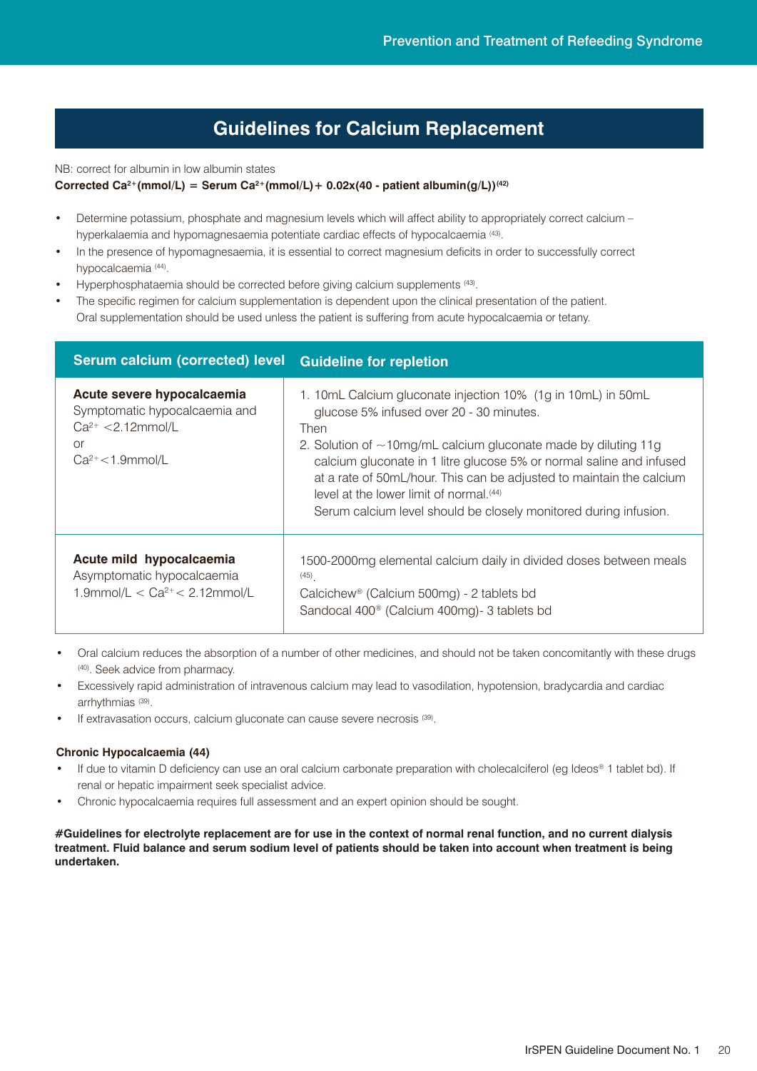# Guidelines for Calcium Replacement

NB: correct for albumin in low albumin states

**Corrected $Ca^{2+}$(mmol/L) = Serum $Ca^{2+}$(mmol/L) + 0.02x(40 - patient albumin(g/L))[42]**

- Determine potassium, phosphate and magnesium levels which will affect ability to appropriately correct calcium – hyperkalaemia and hypomagnesaemia potentiate cardiac effects of hypocalcaemia [43].
- In the presence of hypomagnesaemia, it is essential to correct magnesium deficits in order to successfully correct hypocalcaemia [44].
- Hyperphosphataemia should be corrected before giving calcium supplements [43].
- The specific regimen for calcium supplementation is dependent upon the clinical presentation of the patient. Oral supplementation should be used unless the patient is suffering from acute hypocalcaemia or tetany.

| Serum calcium (corrected) level | Guideline for repletion |
|---|---|
| **Acute severe hypocalcaemia**<br>Symptomatic hypocalcaemia and $Ca^{2+}$ <2.12mmol/L<br>or<br>$Ca^{2+}$<1.9mmol/L | 1. 10mL Calcium gluconate injection 10% (1g in 10mL) in 50mL glucose 5% infused over 20 - 30 minutes.<br>Then<br>2. Solution of ~10mg/mL calcium gluconate made by diluting 11g calcium gluconate in 1 litre glucose 5% or normal saline and infused at a rate of 50mL/hour. This can be adjusted to maintain the calcium level at the lower limit of normal.[44]<br>Serum calcium level should be closely monitored during infusion. |
| **Acute mild hypocalcaemia**<br>Asymptomatic hypocalcaemia<br>1.9mmol/L < $Ca^{2+}$ < 2.12mmol/L | 1500-2000mg elemental calcium daily in divided doses between meals [45].<br>Calcichew® (Calcium 500mg) - 2 tablets bd<br>Sandocal 400® (Calcium 400mg)- 3 tablets bd |

- Oral calcium reduces the absorption of a number of other medicines, and should not be taken concomitantly with these drugs [40]. Seek advice from pharmacy.
- Excessively rapid administration of intravenous calcium may lead to vasodilation, hypotension, bradycardia and cardiac arrhythmias [39].
- If extravasation occurs, calcium gluconate can cause severe necrosis [39].

**Chronic Hypocalcaemia (44)**

- If due to vitamin D deficiency can use an oral calcium carbonate preparation with cholecalciferol (eg Ideos® 1 tablet bd). If renal or hepatic impairment seek specialist advice.
- Chronic hypocalcaemia requires full assessment and an expert opinion should be sought.

**#Guidelines for electrolyte replacement are for use in the context of normal renal function, and no current dialysis treatment. Fluid balance and serum sodium level of patients should be taken into account when treatment is being undertaken.**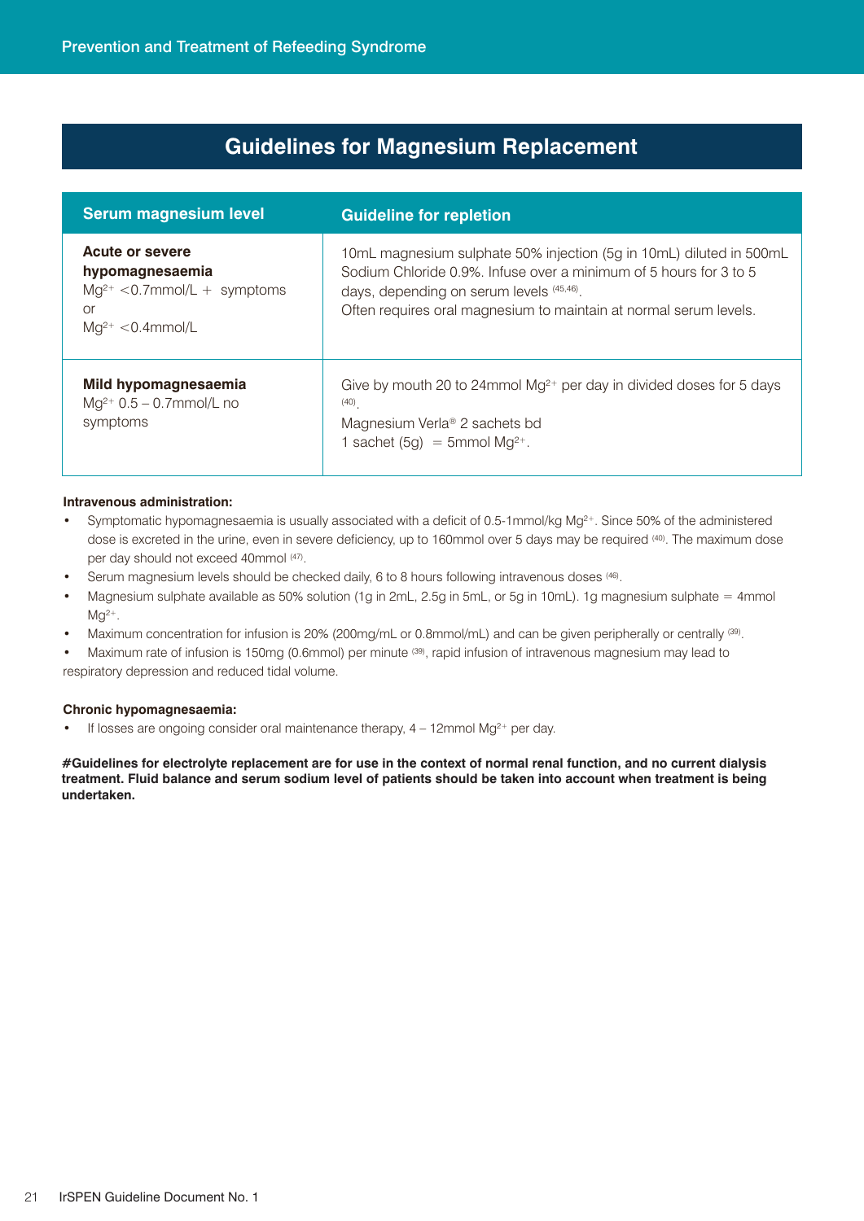## Guidelines for Magnesium Replacement

| Serum magnesium level | Guideline for repletion |
|---|---|
| **Acute or severe hypomagnesaemia** $Mg^{2+}$ <0.7mmol/L + symptoms or $Mg^{2+}$ <0.4mmol/L | 10mL magnesium sulphate 50% injection (5g in 10mL) diluted in 500mL Sodium Chloride 0.9%. Infuse over a minimum of 5 hours for 3 to 5 days, depending on serum levels [45,46]. Often requires oral magnesium to maintain at normal serum levels. |
| **Mild hypomagnesaemia** $Mg^{2+}$ 0.5 – 0.7mmol/L no symptoms | Give by mouth 20 to 24mmol $Mg^{2+}$ per day in divided doses for 5 days [40]. Magnesium Verla® 2 sachets bd 1 sachet (5g) = 5mmol $Mg^{2+}$. |

**Intravenous administration:**

- Symptomatic hypomagnesaemia is usually associated with a deficit of 0.5-1mmol/kg $Mg^{2+}$. Since 50% of the administered dose is excreted in the urine, even in severe deficiency, up to 160mmol over 5 days may be required [40]. The maximum dose per day should not exceed 40mmol [47].
- Serum magnesium levels should be checked daily, 6 to 8 hours following intravenous doses [46].
- Magnesium sulphate available as 50% solution (1g in 2mL, 2.5g in 5mL, or 5g in 10mL). 1g magnesium sulphate = 4mmol $Mg^{2+}$.
- Maximum concentration for infusion is 20% (200mg/mL or 0.8mmol/mL) and can be given peripherally or centrally [39].
- Maximum rate of infusion is 150mg (0.6mmol) per minute [39], rapid infusion of intravenous magnesium may lead to respiratory depression and reduced tidal volume.

**Chronic hypomagnesaemia:**

- If losses are ongoing consider oral maintenance therapy, 4 – 12mmol $Mg^{2+}$ per day.

**#Guidelines for electrolyte replacement are for use in the context of normal renal function, and no current dialysis treatment. Fluid balance and serum sodium level of patients should be taken into account when treatment is being undertaken.**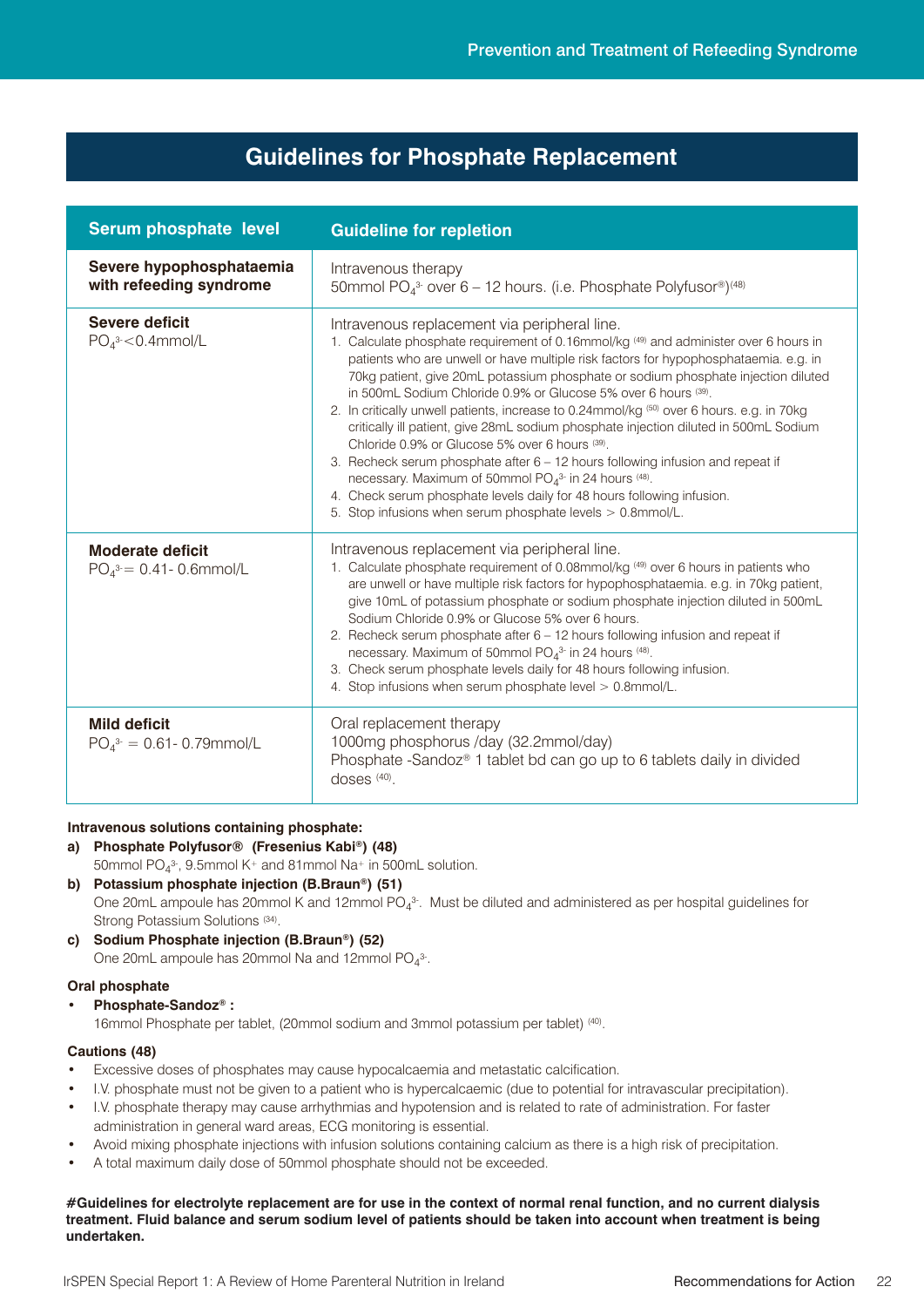## Guidelines for Phosphate Replacement

| Serum phosphate level | Guideline for repletion |
|---|---|
| **Severe hypophosphataemia with refeeding syndrome** | Intravenous therapy<br>50mmol $PO_4^{3-}$ over 6 – 12 hours. (i.e. Phosphate Polyfusor®)[48] |
| **Severe deficit**<br>$PO_4^{3-}$<0.4mmol/L | Intravenous replacement via peripheral line.<br>1. Calculate phosphate requirement of 0.16mmol/kg [49] and administer over 6 hours in patients who are unwell or have multiple risk factors for hypophosphataemia. e.g. in 70kg patient, give 20mL potassium phosphate or sodium phosphate injection diluted in 500mL Sodium Chloride 0.9% or Glucose 5% over 6 hours [39].<br>2. In critically unwell patients, increase to 0.24mmol/kg [50] over 6 hours. e.g. in 70kg critically ill patient, give 28mL sodium phosphate injection diluted in 500mL Sodium Chloride 0.9% or Glucose 5% over 6 hours [39].<br>3. Recheck serum phosphate after 6 – 12 hours following infusion and repeat if necessary. Maximum of 50mmol $PO_4^{3-}$ in 24 hours [48].<br>4. Check serum phosphate levels daily for 48 hours following infusion.<br>5. Stop infusions when serum phosphate levels > 0.8mmol/L. |
| **Moderate deficit**<br>$PO_4^{3-}$= 0.41- 0.6mmol/L | Intravenous replacement via peripheral line.<br>1. Calculate phosphate requirement of 0.08mmol/kg [49] over 6 hours in patients who are unwell or have multiple risk factors for hypophosphataemia. e.g. in 70kg patient, give 10mL of potassium phosphate or sodium phosphate injection diluted in 500mL Sodium Chloride 0.9% or Glucose 5% over 6 hours.<br>2. Recheck serum phosphate after 6 – 12 hours following infusion and repeat if necessary. Maximum of 50mmol $PO_4^{3-}$ in 24 hours [48].<br>3. Check serum phosphate levels daily for 48 hours following infusion.<br>4. Stop infusions when serum phosphate level > 0.8mmol/L. |
| **Mild deficit**<br>$PO_4^{3-}$ = 0.61- 0.79mmol/L | Oral replacement therapy<br>1000mg phosphorus /day (32.2mmol/day)<br>Phosphate -Sandoz® 1 tablet bd can go up to 6 tablets daily in divided doses [40]. |

**Intravenous solutions containing phosphate:**

a) **Phosphate Polyfusor® (Fresenius Kabi®) (48)**
 50mmol $PO_4^{3-}$, 9.5mmol $K^+$ and 81mmol $Na^+$ in 500mL solution.

b) **Potassium phosphate injection (B.Braun®) (51)**
 One 20mL ampoule has 20mmol K and 12mmol $PO_4^{3-}$. Must be diluted and administered as per hospital guidelines for Strong Potassium Solutions [34].

c) **Sodium Phosphate injection (B.Braun®) (52)**
 One 20mL ampoule has 20mmol Na and 12mmol $PO_4^{3-}$.

**Oral phosphate**

- **Phosphate-Sandoz® :**
 16mmol Phosphate per tablet, (20mmol sodium and 3mmol potassium per tablet) [40].

**Cautions (48)**

- Excessive doses of phosphates may cause hypocalcaemia and metastatic calcification.
- I.V. phosphate must not be given to a patient who is hypercalcaemic (due to potential for intravascular precipitation).
- I.V. phosphate therapy may cause arrhythmias and hypotension and is related to rate of administration. For faster administration in general ward areas, ECG monitoring is essential.
- Avoid mixing phosphate injections with infusion solutions containing calcium as there is a high risk of precipitation.
- A total maximum daily dose of 50mmol phosphate should not be exceeded.

**#Guidelines for electrolyte replacement are for use in the context of normal renal function, and no current dialysis treatment. Fluid balance and serum sodium level of patients should be taken into account when treatment is being undertaken.**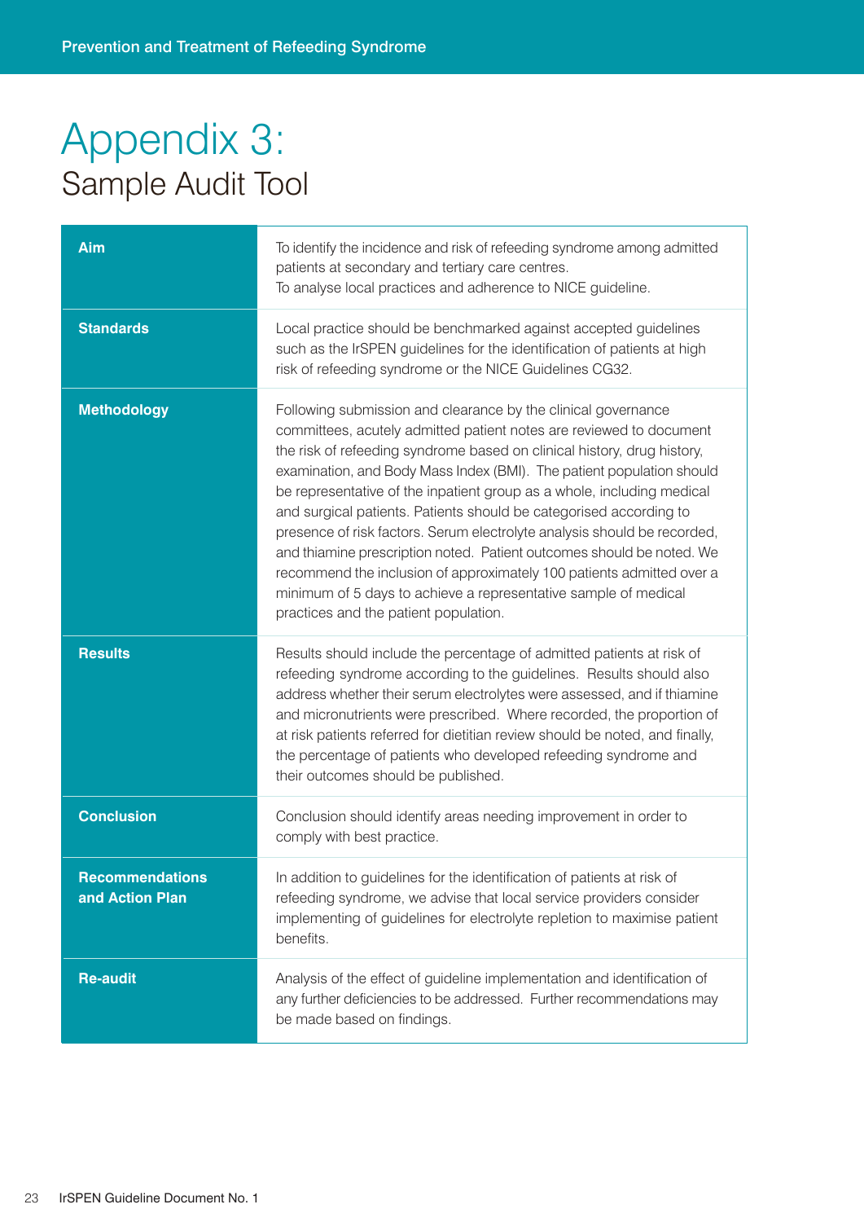# Appendix 3:
## Sample Audit Tool

| | |
|---|---|
| **Aim** | To identify the incidence and risk of refeeding syndrome among admitted patients at secondary and tertiary care centres.<br>To analyse local practices and adherence to NICE guideline. |
| **Standards** | Local practice should be benchmarked against accepted guidelines such as the IrSPEN guidelines for the identification of patients at high risk of refeeding syndrome or the NICE Guidelines CG32. |
| **Methodology** | Following submission and clearance by the clinical governance committees, acutely admitted patient notes are reviewed to document the risk of refeeding syndrome based on clinical history, drug history, examination, and Body Mass Index (BMI). The patient population should be representative of the inpatient group as a whole, including medical and surgical patients. Patients should be categorised according to presence of risk factors. Serum electrolyte analysis should be recorded, and thiamine prescription noted. Patient outcomes should be noted. We recommend the inclusion of approximately 100 patients admitted over a minimum of 5 days to achieve a representative sample of medical practices and the patient population. |
| **Results** | Results should include the percentage of admitted patients at risk of refeeding syndrome according to the guidelines. Results should also address whether their serum electrolytes were assessed, and if thiamine and micronutrients were prescribed. Where recorded, the proportion of at risk patients referred for dietitian review should be noted, and finally, the percentage of patients who developed refeeding syndrome and their outcomes should be published. |
| **Conclusion** | Conclusion should identify areas needing improvement in order to comply with best practice. |
| **Recommendations and Action Plan** | In addition to guidelines for the identification of patients at risk of refeeding syndrome, we advise that local service providers consider implementing of guidelines for electrolyte repletion to maximise patient benefits. |
| **Re-audit** | Analysis of the effect of guideline implementation and identification of any further deficiencies to be addressed. Further recommendations may be made based on findings. |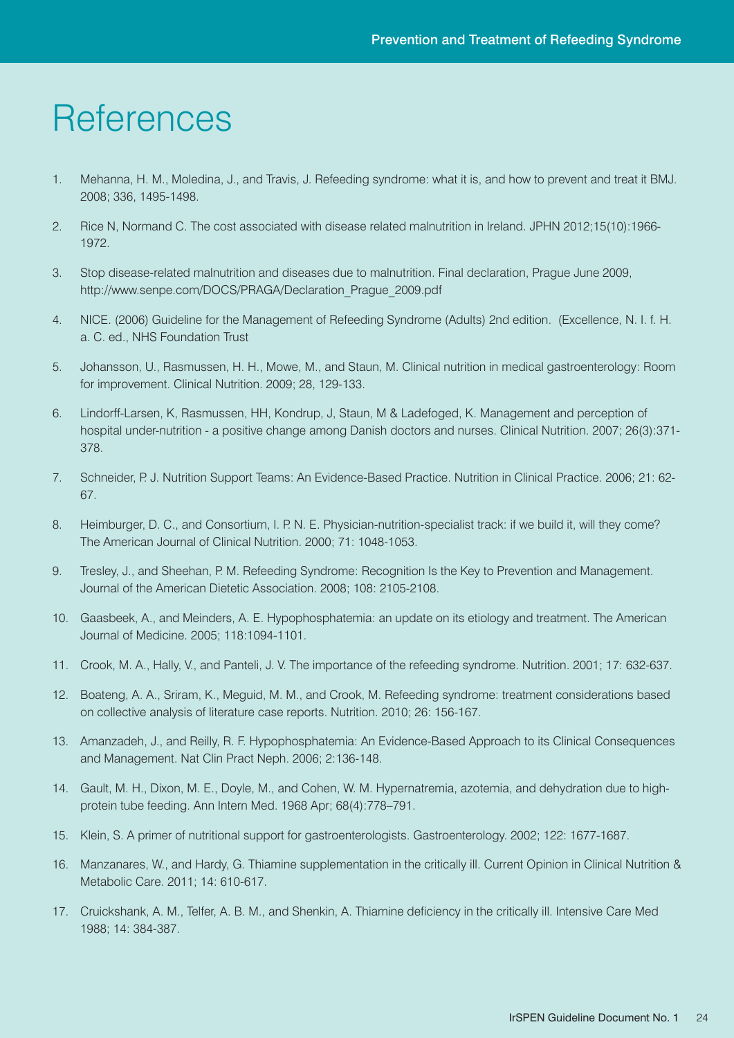# References

1. Mehanna, H. M., Moledina, J., and Travis, J. Refeeding syndrome: what it is, and how to prevent and treat it BMJ. 2008; 336, 1495-1498.
2. Rice N, Normand C. The cost associated with disease related malnutrition in Ireland. JPHN 2012;15(10):1966-1972.
3. Stop disease-related malnutrition and diseases due to malnutrition. Final declaration, Prague June 2009, http://www.senpe.com/DOCS/PRAGA/Declaration_Prague_2009.pdf
4. NICE. (2006) Guideline for the Management of Refeeding Syndrome (Adults) 2nd edition. (Excellence, N. I. f. H. a. C. ed., NHS Foundation Trust
5. Johansson, U., Rasmussen, H. H., Mowe, M., and Staun, M. Clinical nutrition in medical gastroenterology: Room for improvement. Clinical Nutrition. 2009; 28, 129-133.
6. Lindorff-Larsen, K, Rasmussen, HH, Kondrup, J, Staun, M & Ladefoged, K. Management and perception of hospital under-nutrition - a positive change among Danish doctors and nurses. Clinical Nutrition. 2007; 26(3):371-378.
7. Schneider, P. J. Nutrition Support Teams: An Evidence-Based Practice. Nutrition in Clinical Practice. 2006; 21: 62-67.
8. Heimburger, D. C., and Consortium, I. P. N. E. Physician-nutrition-specialist track: if we build it, will they come? The American Journal of Clinical Nutrition. 2000; 71: 1048-1053.
9. Tresley, J., and Sheehan, P. M. Refeeding Syndrome: Recognition Is the Key to Prevention and Management. Journal of the American Dietetic Association. 2008; 108: 2105-2108.
10. Gaasbeek, A., and Meinders, A. E. Hypophosphatemia: an update on its etiology and treatment. The American Journal of Medicine. 2005; 118:1094-1101.
11. Crook, M. A., Hally, V., and Panteli, J. V. The importance of the refeeding syndrome. Nutrition. 2001; 17: 632-637.
12. Boateng, A. A., Sriram, K., Meguid, M. M., and Crook, M. Refeeding syndrome: treatment considerations based on collective analysis of literature case reports. Nutrition. 2010; 26: 156-167.
13. Amanzadeh, J., and Reilly, R. F. Hypophosphatemia: An Evidence-Based Approach to its Clinical Consequences and Management. Nat Clin Pract Neph. 2006; 2:136-148.
14. Gault, M. H., Dixon, M. E., Doyle, M., and Cohen, W. M. Hypernatremia, azotemia, and dehydration due to high-protein tube feeding. Ann Intern Med. 1968 Apr; 68(4):778–791.
15. Klein, S. A primer of nutritional support for gastroenterologists. Gastroenterology. 2002; 122: 1677-1687.
16. Manzanares, W., and Hardy, G. Thiamine supplementation in the critically ill. Current Opinion in Clinical Nutrition & Metabolic Care. 2011; 14: 610-617.
17. Cruickshank, A. M., Telfer, A. B. M., and Shenkin, A. Thiamine deficiency in the critically ill. Intensive Care Med 1988; 14: 384-387.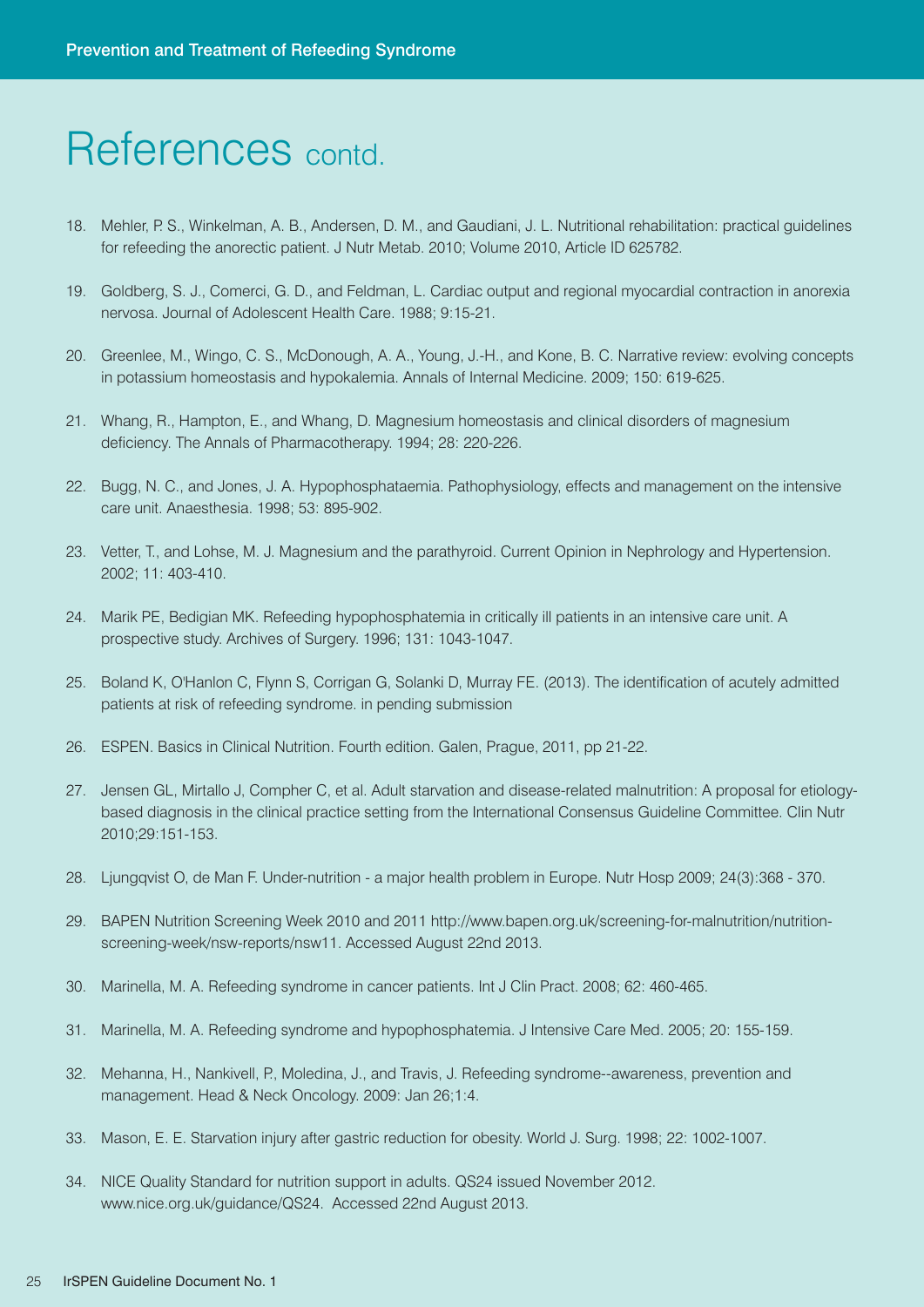# References contd.

18. Mehler, P. S., Winkelman, A. B., Andersen, D. M., and Gaudiani, J. L. Nutritional rehabilitation: practical guidelines for refeeding the anorectic patient. J Nutr Metab. 2010; Volume 2010, Article ID 625782.

19. Goldberg, S. J., Comerci, G. D., and Feldman, L. Cardiac output and regional myocardial contraction in anorexia nervosa. Journal of Adolescent Health Care. 1988; 9:15-21.

20. Greenlee, M., Wingo, C. S., McDonough, A. A., Young, J.-H., and Kone, B. C. Narrative review: evolving concepts in potassium homeostasis and hypokalemia. Annals of Internal Medicine. 2009; 150: 619-625.

21. Whang, R., Hampton, E., and Whang, D. Magnesium homeostasis and clinical disorders of magnesium deficiency. The Annals of Pharmacotherapy. 1994; 28: 220-226.

22. Bugg, N. C., and Jones, J. A. Hypophosphataemia. Pathophysiology, effects and management on the intensive care unit. Anaesthesia. 1998; 53: 895-902.

23. Vetter, T., and Lohse, M. J. Magnesium and the parathyroid. Current Opinion in Nephrology and Hypertension. 2002; 11: 403-410.

24. Marik PE, Bedigian MK. Refeeding hypophosphatemia in critically ill patients in an intensive care unit. A prospective study. Archives of Surgery. 1996; 131: 1043-1047.

25. Boland K, O'Hanlon C, Flynn S, Corrigan G, Solanki D, Murray FE. (2013). The identification of acutely admitted patients at risk of refeeding syndrome. in pending submission

26. ESPEN. Basics in Clinical Nutrition. Fourth edition. Galen, Prague, 2011, pp 21-22.

27. Jensen GL, Mirtallo J, Compher C, et al. Adult starvation and disease-related malnutrition: A proposal for etiology-based diagnosis in the clinical practice setting from the International Consensus Guideline Committee. Clin Nutr 2010;29:151-153.

28. Ljungqvist O, de Man F. Under-nutrition - a major health problem in Europe. Nutr Hosp 2009; 24(3):368 - 370.

29. BAPEN Nutrition Screening Week 2010 and 2011 http://www.bapen.org.uk/screening-for-malnutrition/nutrition-screening-week/nsw-reports/nsw11. Accessed August 22nd 2013.

30. Marinella, M. A. Refeeding syndrome in cancer patients. Int J Clin Pract. 2008; 62: 460-465.

31. Marinella, M. A. Refeeding syndrome and hypophosphatemia. J Intensive Care Med. 2005; 20: 155-159.

32. Mehanna, H., Nankivell, P., Moledina, J., and Travis, J. Refeeding syndrome--awareness, prevention and management. Head & Neck Oncology. 2009: Jan 26;1:4.

33. Mason, E. E. Starvation injury after gastric reduction for obesity. World J. Surg. 1998; 22: 1002-1007.

34. NICE Quality Standard for nutrition support in adults. QS24 issued November 2012. www.nice.org.uk/guidance/QS24. Accessed 22nd August 2013.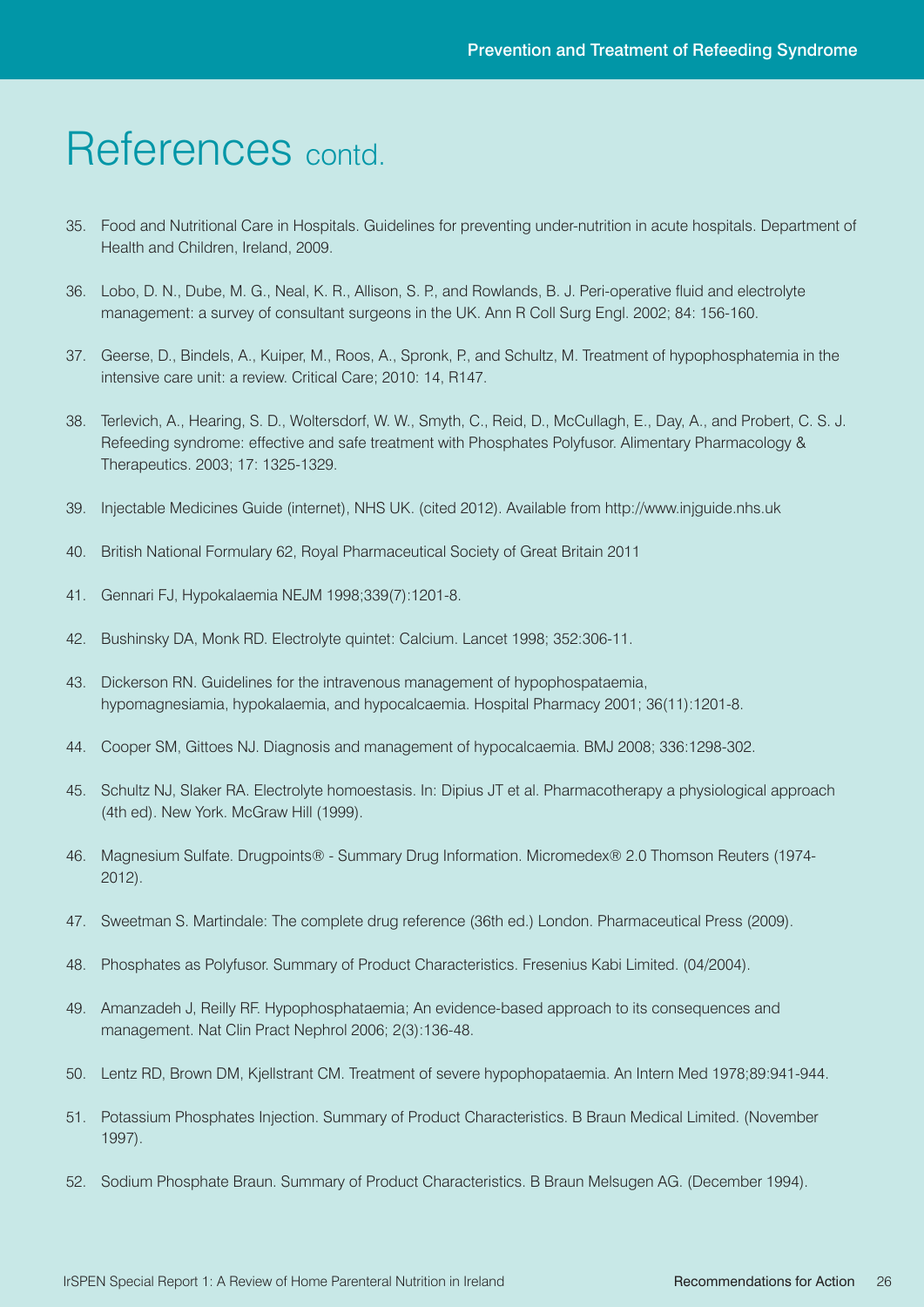# References contd.

35. Food and Nutritional Care in Hospitals. Guidelines for preventing under-nutrition in acute hospitals. Department of Health and Children, Ireland, 2009.

36. Lobo, D. N., Dube, M. G., Neal, K. R., Allison, S. P., and Rowlands, B. J. Peri-operative fluid and electrolyte management: a survey of consultant surgeons in the UK. Ann R Coll Surg Engl. 2002; 84: 156-160.

37. Geerse, D., Bindels, A., Kuiper, M., Roos, A., Spronk, P., and Schultz, M. Treatment of hypophosphatemia in the intensive care unit: a review. Critical Care; 2010: 14, R147.

38. Terlevich, A., Hearing, S. D., Woltersdorf, W. W., Smyth, C., Reid, D., McCullagh, E., Day, A., and Probert, C. S. J. Refeeding syndrome: effective and safe treatment with Phosphates Polyfusor. Alimentary Pharmacology & Therapeutics. 2003; 17: 1325-1329.

39. Injectable Medicines Guide (internet), NHS UK. (cited 2012). Available from http://www.injguide.nhs.uk

40. British National Formulary 62, Royal Pharmaceutical Society of Great Britain 2011

41. Gennari FJ, Hypokalaemia NEJM 1998;339(7):1201-8.

42. Bushinsky DA, Monk RD. Electrolyte quintet: Calcium. Lancet 1998; 352:306-11.

43. Dickerson RN. Guidelines for the intravenous management of hypophospataemia, hypomagnesiamia, hypokalaemia, and hypocalcaemia. Hospital Pharmacy 2001; 36(11):1201-8.

44. Cooper SM, Gittoes NJ. Diagnosis and management of hypocalcaemia. BMJ 2008; 336:1298-302.

45. Schultz NJ, Slaker RA. Electrolyte homoestasis. In: Dipius JT et al. Pharmacotherapy a physiological approach (4th ed). New York. McGraw Hill (1999).

46. Magnesium Sulfate. Drugpoints® - Summary Drug Information. Micromedex® 2.0 Thomson Reuters (1974-2012).

47. Sweetman S. Martindale: The complete drug reference (36th ed.) London. Pharmaceutical Press (2009).

48. Phosphates as Polyfusor. Summary of Product Characteristics. Fresenius Kabi Limited. (04/2004).

49. Amanzadeh J, Reilly RF. Hypophosphataemia; An evidence-based approach to its consequences and management. Nat Clin Pract Nephrol 2006; 2(3):136-48.

50. Lentz RD, Brown DM, Kjellstrant CM. Treatment of severe hypophopataemia. An Intern Med 1978;89:941-944.

51. Potassium Phosphates Injection. Summary of Product Characteristics. B Braun Medical Limited. (November 1997).

52. Sodium Phosphate Braun. Summary of Product Characteristics. B Braun Melsugen AG. (December 1994).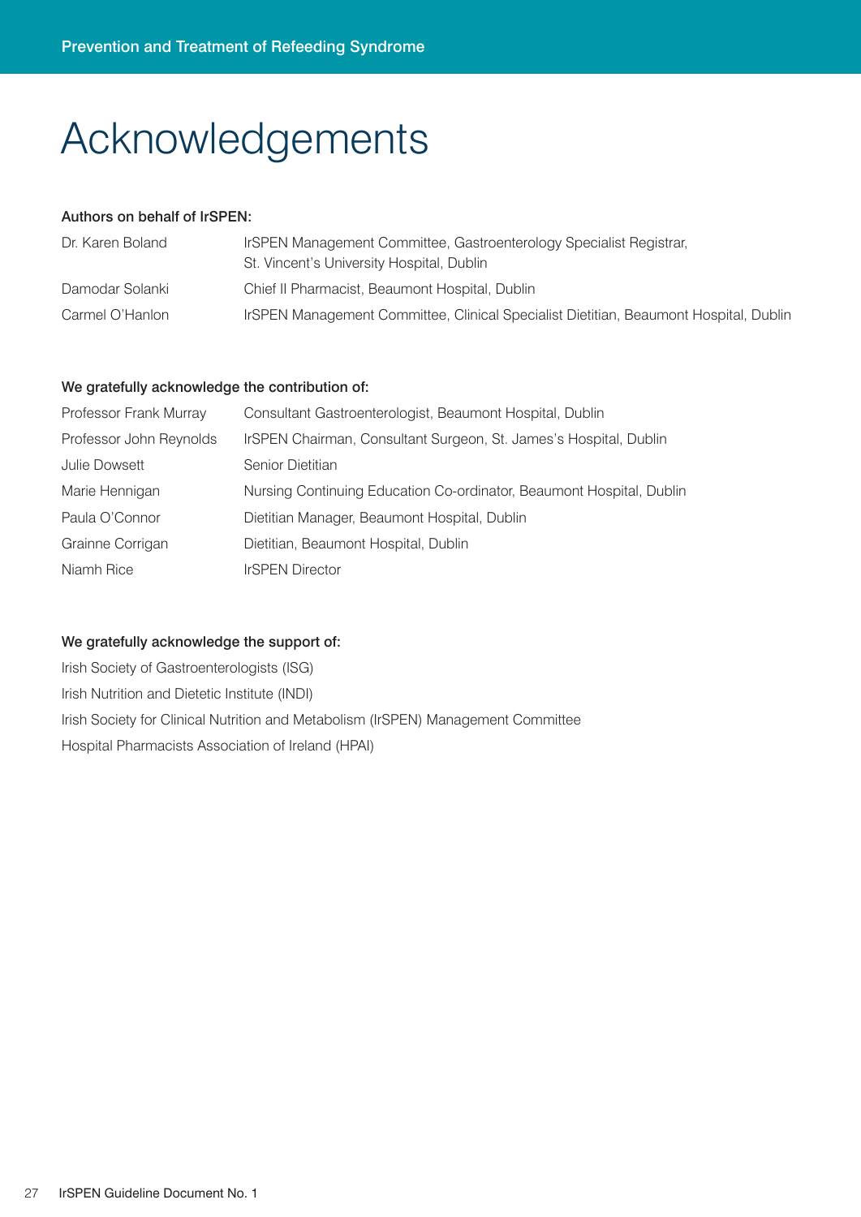# Acknowledgements

**Authors on behalf of IrSPEN:**

| | |
|---|---|
| Dr. Karen Boland | IrSPEN Management Committee, Gastroenterology Specialist Registrar, St. Vincent's University Hospital, Dublin |
| Damodar Solanki | Chief II Pharmacist, Beaumont Hospital, Dublin |
| Carmel O'Hanlon | IrSPEN Management Committee, Clinical Specialist Dietitian, Beaumont Hospital, Dublin |

**We gratefully acknowledge the contribution of:**

| | |
|---|---|
| Professor Frank Murray | Consultant Gastroenterologist, Beaumont Hospital, Dublin |
| Professor John Reynolds | IrSPEN Chairman, Consultant Surgeon, St. James's Hospital, Dublin |
| Julie Dowsett | Senior Dietitian |
| Marie Hennigan | Nursing Continuing Education Co-ordinator, Beaumont Hospital, Dublin |
| Paula O'Connor | Dietitian Manager, Beaumont Hospital, Dublin |
| Grainne Corrigan | Dietitian, Beaumont Hospital, Dublin |
| Niamh Rice | IrSPEN Director |

**We gratefully acknowledge the support of:**

Irish Society of Gastroenterologists (ISG)

Irish Nutrition and Dietetic Institute (INDI)

Irish Society for Clinical Nutrition and Metabolism (IrSPEN) Management Committee

Hospital Pharmacists Association of Ireland (HPAI)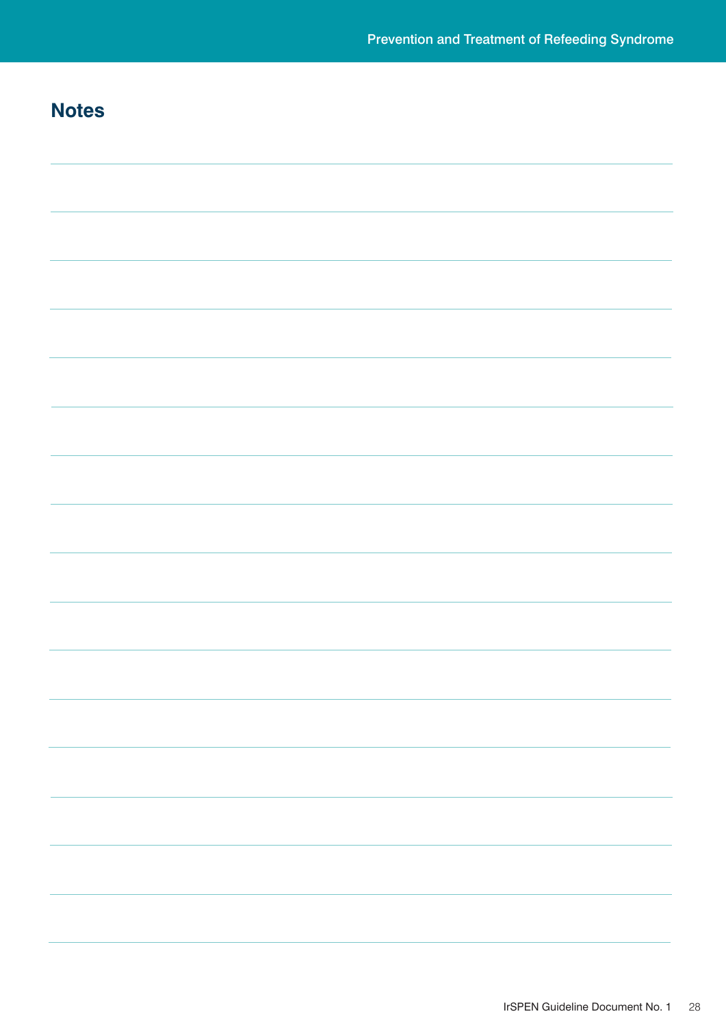## Notes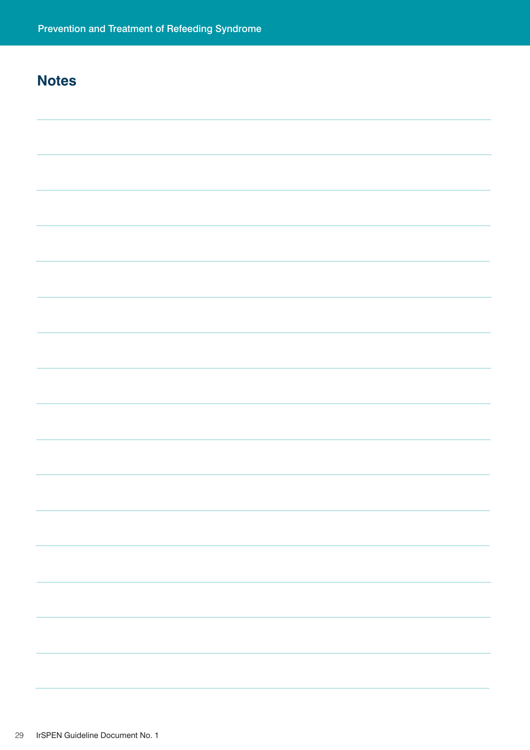## Notes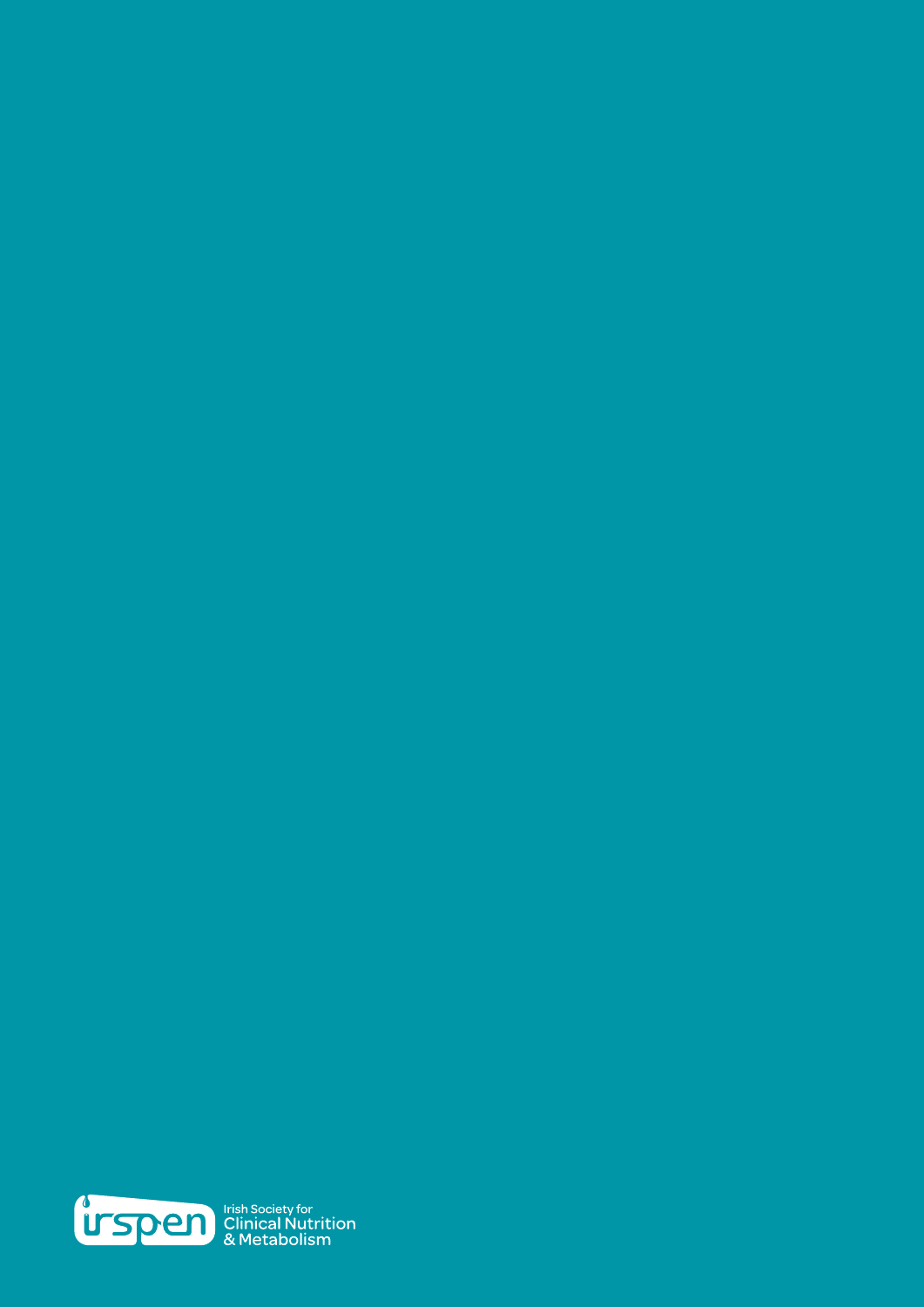irspen

Irish Society for
Clinical Nutrition
& Metabolism